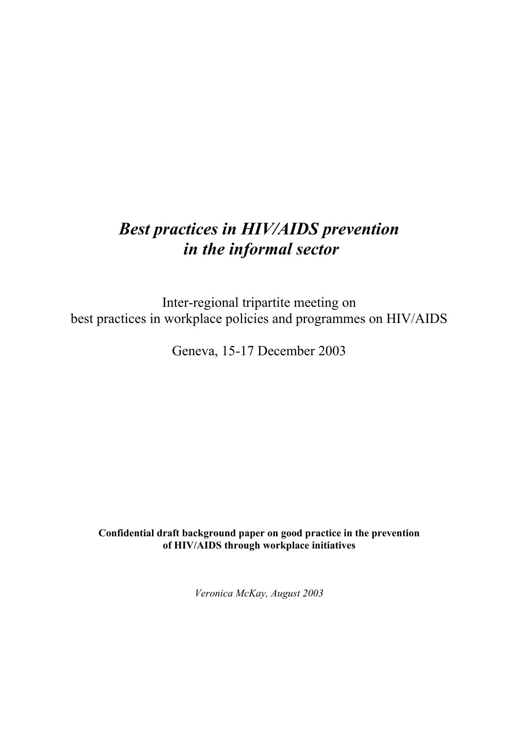# *Best practices in HIV/AIDS prevention in the informal sector*

Inter-regional tripartite meeting on
best practices in workplace policies and programmes on HIV/AIDS

Geneva, 15-17 December 2003

**Confidential draft background paper on good practice in the prevention of HIV/AIDS through workplace initiatives**

*Veronica McKay, August 2003*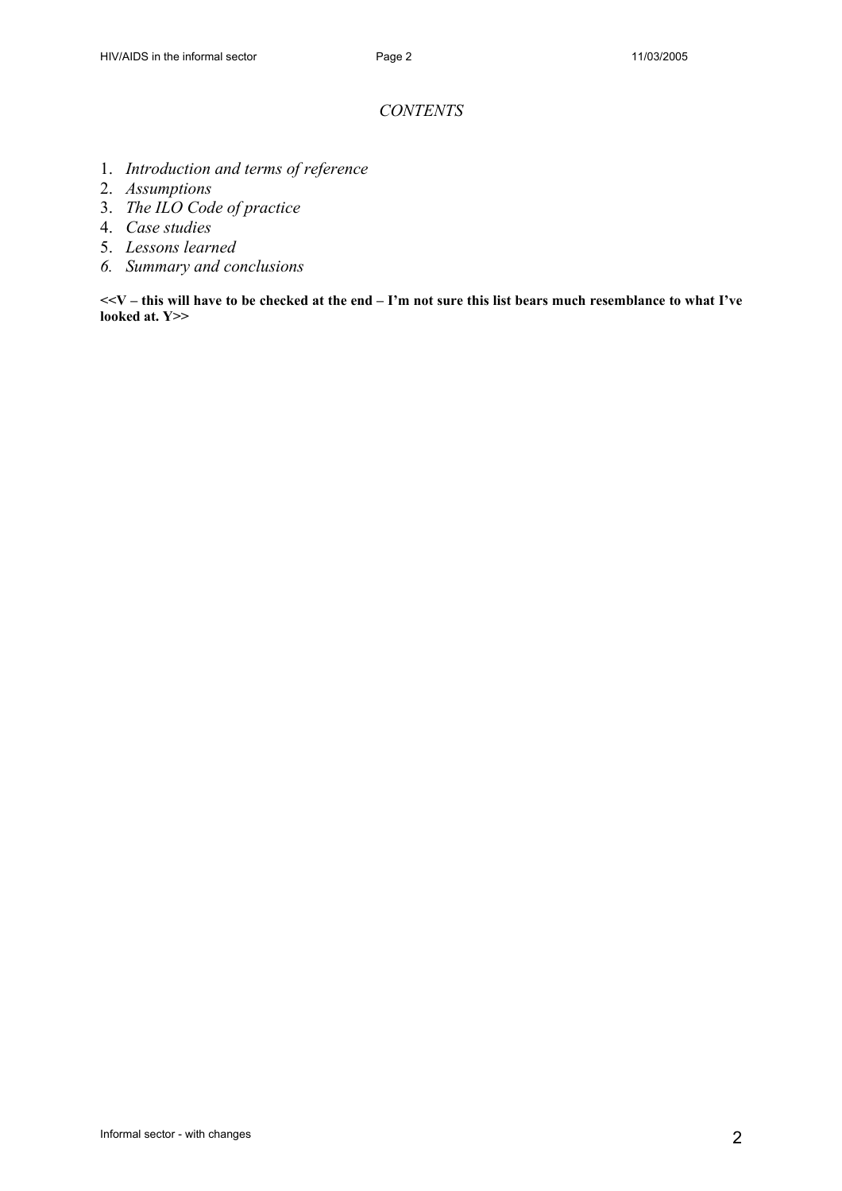*CONTENTS*

1. *Introduction and terms of reference*
2. *Assumptions*
3. *The ILO Code of practice*
4. *Case studies*
5. *Lessons learned*
6. *Summary and conclusions*

**<<V – this will have to be checked at the end – I'm not sure this list bears much resemblance to what I've looked at. Y>>**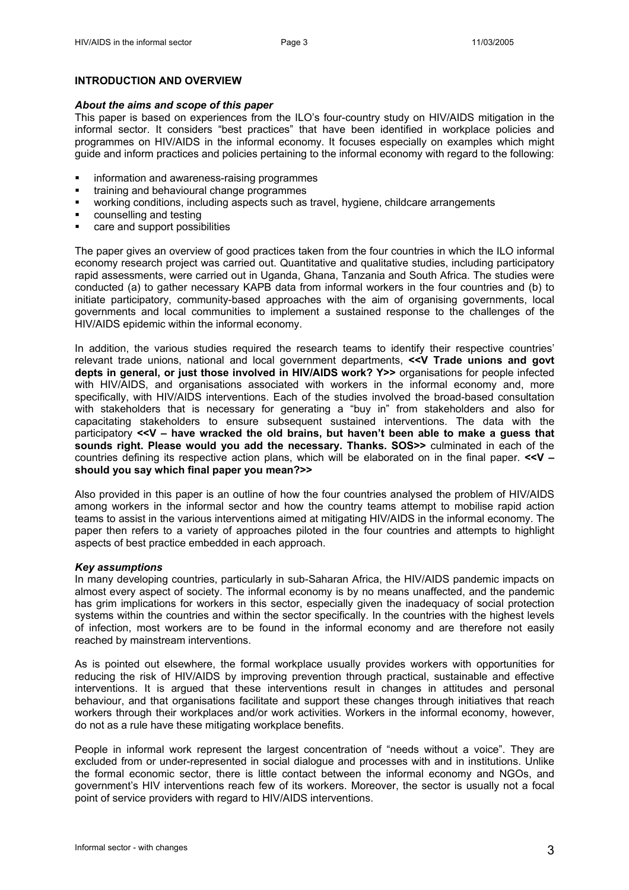## INTRODUCTION AND OVERVIEW

### *About the aims and scope of this paper*

This paper is based on experiences from the ILO's four-country study on HIV/AIDS mitigation in the informal sector. It considers "best practices" that have been identified in workplace policies and programmes on HIV/AIDS in the informal economy. It focuses especially on examples which might guide and inform practices and policies pertaining to the informal economy with regard to the following:

- information and awareness-raising programmes
- training and behavioural change programmes
- working conditions, including aspects such as travel, hygiene, childcare arrangements
- counselling and testing
- care and support possibilities

The paper gives an overview of good practices taken from the four countries in which the ILO informal economy research project was carried out. Quantitative and qualitative studies, including participatory rapid assessments, were carried out in Uganda, Ghana, Tanzania and South Africa. The studies were conducted (a) to gather necessary KAPB data from informal workers in the four countries and (b) to initiate participatory, community-based approaches with the aim of organising governments, local governments and local communities to implement a sustained response to the challenges of the HIV/AIDS epidemic within the informal economy.

In addition, the various studies required the research teams to identify their respective countries' relevant trade unions, national and local government departments, **<<V Trade unions and govt depts in general, or just those involved in HIV/AIDS work? Y>>** organisations for people infected with HIV/AIDS, and organisations associated with workers in the informal economy and, more specifically, with HIV/AIDS interventions. Each of the studies involved the broad-based consultation with stakeholders that is necessary for generating a "buy in" from stakeholders and also for capacitating stakeholders to ensure subsequent sustained interventions. The data with the participatory **<<V – have wracked the old brains, but haven't been able to make a guess that sounds right. Please would you add the necessary. Thanks. SOS>>** culminated in each of the countries defining its respective action plans, which will be elaborated on in the final paper. **<<V – should you say which final paper you mean?>>**

Also provided in this paper is an outline of how the four countries analysed the problem of HIV/AIDS among workers in the informal sector and how the country teams attempt to mobilise rapid action teams to assist in the various interventions aimed at mitigating HIV/AIDS in the informal economy. The paper then refers to a variety of approaches piloted in the four countries and attempts to highlight aspects of best practice embedded in each approach.

### *Key assumptions*

In many developing countries, particularly in sub-Saharan Africa, the HIV/AIDS pandemic impacts on almost every aspect of society. The informal economy is by no means unaffected, and the pandemic has grim implications for workers in this sector, especially given the inadequacy of social protection systems within the countries and within the sector specifically. In the countries with the highest levels of infection, most workers are to be found in the informal economy and are therefore not easily reached by mainstream interventions.

As is pointed out elsewhere, the formal workplace usually provides workers with opportunities for reducing the risk of HIV/AIDS by improving prevention through practical, sustainable and effective interventions. It is argued that these interventions result in changes in attitudes and personal behaviour, and that organisations facilitate and support these changes through initiatives that reach workers through their workplaces and/or work activities. Workers in the informal economy, however, do not as a rule have these mitigating workplace benefits.

People in informal work represent the largest concentration of "needs without a voice". They are excluded from or under-represented in social dialogue and processes with and in institutions. Unlike the formal economic sector, there is little contact between the informal economy and NGOs, and government's HIV interventions reach few of its workers. Moreover, the sector is usually not a focal point of service providers with regard to HIV/AIDS interventions.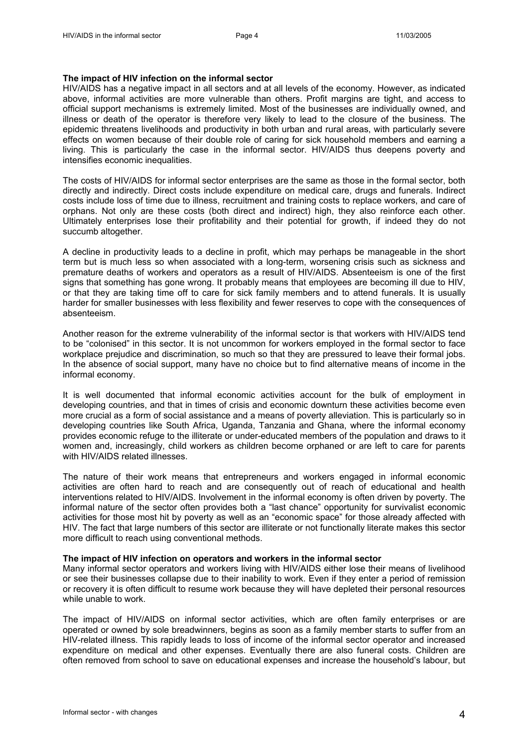**The impact of HIV infection on the informal sector**

HIV/AIDS has a negative impact in all sectors and at all levels of the economy. However, as indicated above, informal activities are more vulnerable than others. Profit margins are tight, and access to official support mechanisms is extremely limited. Most of the businesses are individually owned, and illness or death of the operator is therefore very likely to lead to the closure of the business. The epidemic threatens livelihoods and productivity in both urban and rural areas, with particularly severe effects on women because of their double role of caring for sick household members and earning a living. This is particularly the case in the informal sector. HIV/AIDS thus deepens poverty and intensifies economic inequalities.

The costs of HIV/AIDS for informal sector enterprises are the same as those in the formal sector, both directly and indirectly. Direct costs include expenditure on medical care, drugs and funerals. Indirect costs include loss of time due to illness, recruitment and training costs to replace workers, and care of orphans. Not only are these costs (both direct and indirect) high, they also reinforce each other. Ultimately enterprises lose their profitability and their potential for growth, if indeed they do not succumb altogether.

A decline in productivity leads to a decline in profit, which may perhaps be manageable in the short term but is much less so when associated with a long-term, worsening crisis such as sickness and premature deaths of workers and operators as a result of HIV/AIDS. Absenteeism is one of the first signs that something has gone wrong. It probably means that employees are becoming ill due to HIV, or that they are taking time off to care for sick family members and to attend funerals. It is usually harder for smaller businesses with less flexibility and fewer reserves to cope with the consequences of absenteeism.

Another reason for the extreme vulnerability of the informal sector is that workers with HIV/AIDS tend to be "colonised" in this sector. It is not uncommon for workers employed in the formal sector to face workplace prejudice and discrimination, so much so that they are pressured to leave their formal jobs. In the absence of social support, many have no choice but to find alternative means of income in the informal economy.

It is well documented that informal economic activities account for the bulk of employment in developing countries, and that in times of crisis and economic downturn these activities become even more crucial as a form of social assistance and a means of poverty alleviation. This is particularly so in developing countries like South Africa, Uganda, Tanzania and Ghana, where the informal economy provides economic refuge to the illiterate or under-educated members of the population and draws to it women and, increasingly, child workers as children become orphaned or are left to care for parents with HIV/AIDS related illnesses.

The nature of their work means that entrepreneurs and workers engaged in informal economic activities are often hard to reach and are consequently out of reach of educational and health interventions related to HIV/AIDS. Involvement in the informal economy is often driven by poverty. The informal nature of the sector often provides both a "last chance" opportunity for survivalist economic activities for those most hit by poverty as well as an "economic space" for those already affected with HIV. The fact that large numbers of this sector are illiterate or not functionally literate makes this sector more difficult to reach using conventional methods.

**The impact of HIV infection on operators and workers in the informal sector**

Many informal sector operators and workers living with HIV/AIDS either lose their means of livelihood or see their businesses collapse due to their inability to work. Even if they enter a period of remission or recovery it is often difficult to resume work because they will have depleted their personal resources while unable to work.

The impact of HIV/AIDS on informal sector activities, which are often family enterprises or are operated or owned by sole breadwinners, begins as soon as a family member starts to suffer from an HIV-related illness. This rapidly leads to loss of income of the informal sector operator and increased expenditure on medical and other expenses. Eventually there are also funeral costs. Children are often removed from school to save on educational expenses and increase the household's labour, but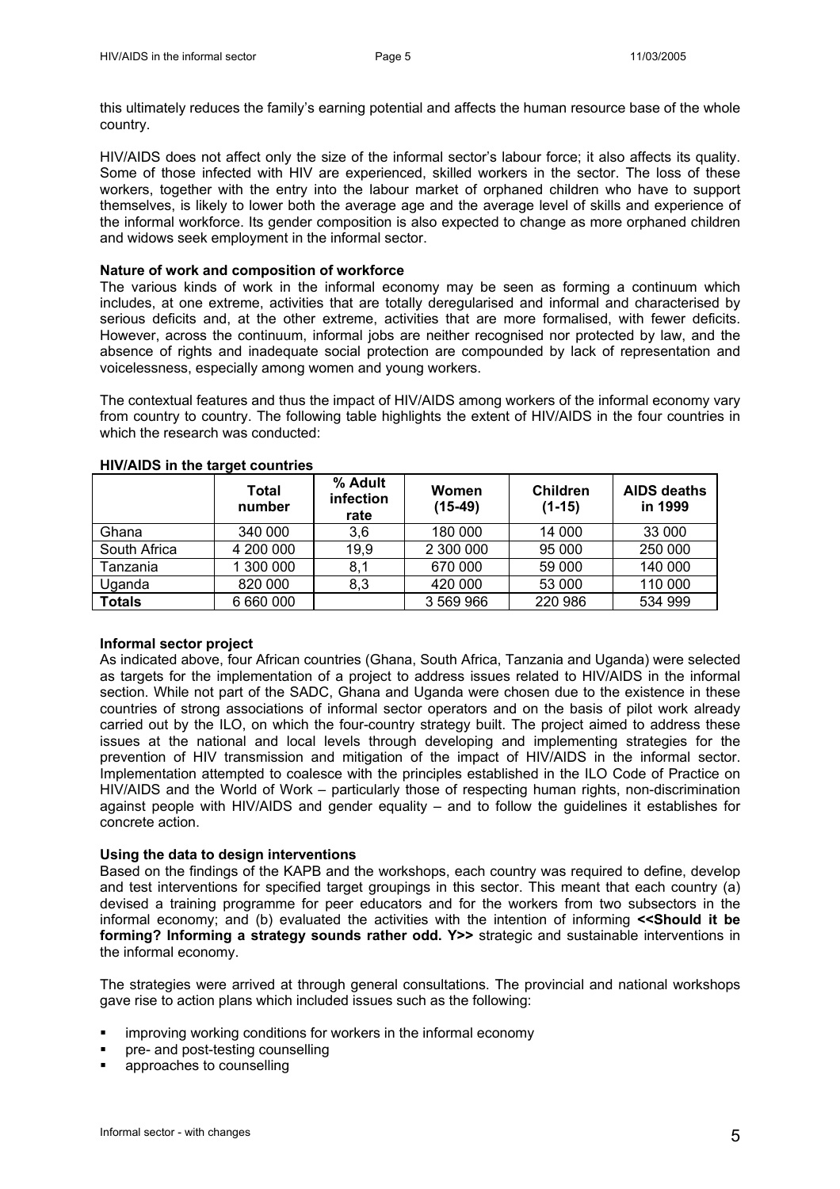this ultimately reduces the family's earning potential and affects the human resource base of the whole country.

HIV/AIDS does not affect only the size of the informal sector's labour force; it also affects its quality. Some of those infected with HIV are experienced, skilled workers in the sector. The loss of these workers, together with the entry into the labour market of orphaned children who have to support themselves, is likely to lower both the average age and the average level of skills and experience of the informal workforce. Its gender composition is also expected to change as more orphaned children and widows seek employment in the informal sector.

**Nature of work and composition of workforce**

The various kinds of work in the informal economy may be seen as forming a continuum which includes, at one extreme, activities that are totally deregularised and informal and characterised by serious deficits and, at the other extreme, activities that are more formalised, with fewer deficits. However, across the continuum, informal jobs are neither recognised nor protected by law, and the absence of rights and inadequate social protection are compounded by lack of representation and voicelessness, especially among women and young workers.

The contextual features and thus the impact of HIV/AIDS among workers of the informal economy vary from country to country. The following table highlights the extent of HIV/AIDS in the four countries in which the research was conducted:

**HIV/AIDS in the target countries**

| | Total number | % Adult infection rate | Women (15-49) | Children (1-15) | AIDS deaths in 1999 |
|---|---|---|---|---|---|
| Ghana | 340 000 | 3,6 | 180 000 | 14 000 | 33 000 |
| South Africa | 4 200 000 | 19,9 | 2 300 000 | 95 000 | 250 000 |
| Tanzania | 1 300 000 | 8,1 | 670 000 | 59 000 | 140 000 |
| Uganda | 820 000 | 8,3 | 420 000 | 53 000 | 110 000 |
| **Totals** | 6 660 000 | | 3 569 966 | 220 986 | 534 999 |

**Informal sector project**

As indicated above, four African countries (Ghana, South Africa, Tanzania and Uganda) were selected as targets for the implementation of a project to address issues related to HIV/AIDS in the informal section. While not part of the SADC, Ghana and Uganda were chosen due to the existence in these countries of strong associations of informal sector operators and on the basis of pilot work already carried out by the ILO, on which the four-country strategy built. The project aimed to address these issues at the national and local levels through developing and implementing strategies for the prevention of HIV transmission and mitigation of the impact of HIV/AIDS in the informal sector. Implementation attempted to coalesce with the principles established in the ILO Code of Practice on HIV/AIDS and the World of Work – particularly those of respecting human rights, non-discrimination against people with HIV/AIDS and gender equality – and to follow the guidelines it establishes for concrete action.

**Using the data to design interventions**

Based on the findings of the KAPB and the workshops, each country was required to define, develop and test interventions for specified target groupings in this sector. This meant that each country (a) devised a training programme for peer educators and for the workers from two subsectors in the informal economy; and (b) evaluated the activities with the intention of informing **<<Should it be forming? Informing a strategy sounds rather odd. Y>>** strategic and sustainable interventions in the informal economy.

The strategies were arrived at through general consultations. The provincial and national workshops gave rise to action plans which included issues such as the following:

- improving working conditions for workers in the informal economy
- pre- and post-testing counselling
- approaches to counselling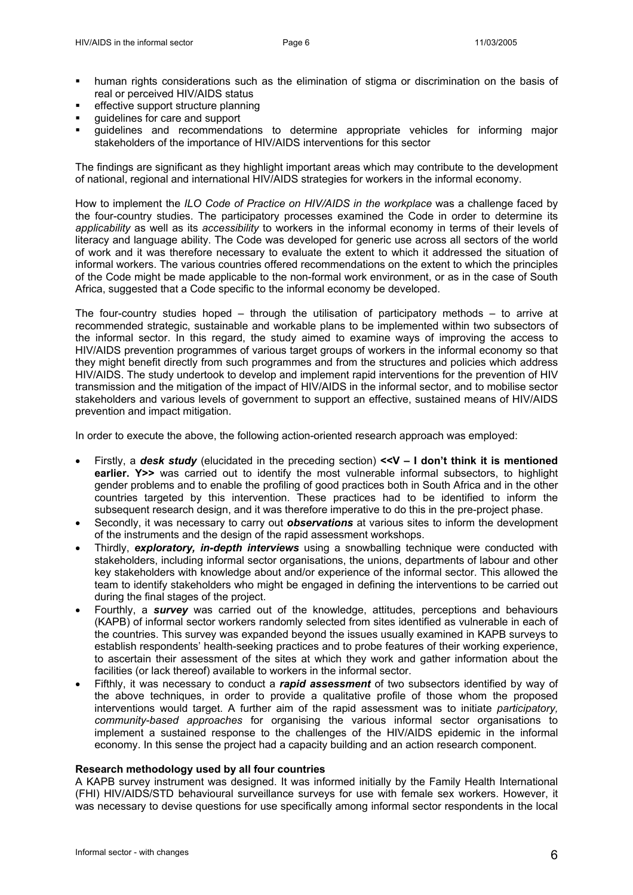- human rights considerations such as the elimination of stigma or discrimination on the basis of real or perceived HIV/AIDS status
- effective support structure planning
- guidelines for care and support
- guidelines and recommendations to determine appropriate vehicles for informing major stakeholders of the importance of HIV/AIDS interventions for this sector

The findings are significant as they highlight important areas which may contribute to the development of national, regional and international HIV/AIDS strategies for workers in the informal economy.

How to implement the *ILO Code of Practice on HIV/AIDS in the workplace* was a challenge faced by the four-country studies. The participatory processes examined the Code in order to determine its *applicability* as well as its *accessibility* to workers in the informal economy in terms of their levels of literacy and language ability. The Code was developed for generic use across all sectors of the world of work and it was therefore necessary to evaluate the extent to which it addressed the situation of informal workers. The various countries offered recommendations on the extent to which the principles of the Code might be made applicable to the non-formal work environment, or as in the case of South Africa, suggested that a Code specific to the informal economy be developed.

The four-country studies hoped – through the utilisation of participatory methods – to arrive at recommended strategic, sustainable and workable plans to be implemented within two subsectors of the informal sector. In this regard, the study aimed to examine ways of improving the access to HIV/AIDS prevention programmes of various target groups of workers in the informal economy so that they might benefit directly from such programmes and from the structures and policies which address HIV/AIDS. The study undertook to develop and implement rapid interventions for the prevention of HIV transmission and the mitigation of the impact of HIV/AIDS in the informal sector, and to mobilise sector stakeholders and various levels of government to support an effective, sustained means of HIV/AIDS prevention and impact mitigation.

In order to execute the above, the following action-oriented research approach was employed:

- Firstly, a ***desk study*** (elucidated in the preceding section) **<<V – I don't think it is mentioned earlier. Y>>** was carried out to identify the most vulnerable informal subsectors, to highlight gender problems and to enable the profiling of good practices both in South Africa and in the other countries targeted by this intervention. These practices had to be identified to inform the subsequent research design, and it was therefore imperative to do this in the pre-project phase.
- Secondly, it was necessary to carry out ***observations*** at various sites to inform the development of the instruments and the design of the rapid assessment workshops.
- Thirdly, ***exploratory, in-depth interviews*** using a snowballing technique were conducted with stakeholders, including informal sector organisations, the unions, departments of labour and other key stakeholders with knowledge about and/or experience of the informal sector. This allowed the team to identify stakeholders who might be engaged in defining the interventions to be carried out during the final stages of the project.
- Fourthly, a ***survey*** was carried out of the knowledge, attitudes, perceptions and behaviours (KAPB) of informal sector workers randomly selected from sites identified as vulnerable in each of the countries. This survey was expanded beyond the issues usually examined in KAPB surveys to establish respondents' health-seeking practices and to probe features of their working experience, to ascertain their assessment of the sites at which they work and gather information about the facilities (or lack thereof) available to workers in the informal sector.
- Fifthly, it was necessary to conduct a ***rapid assessment*** of two subsectors identified by way of the above techniques, in order to provide a qualitative profile of those whom the proposed interventions would target. A further aim of the rapid assessment was to initiate *participatory, community-based approaches* for organising the various informal sector organisations to implement a sustained response to the challenges of the HIV/AIDS epidemic in the informal economy. In this sense the project had a capacity building and an action research component.

**Research methodology used by all four countries**

A KAPB survey instrument was designed. It was informed initially by the Family Health International (FHI) HIV/AIDS/STD behavioural surveillance surveys for use with female sex workers. However, it was necessary to devise questions for use specifically among informal sector respondents in the local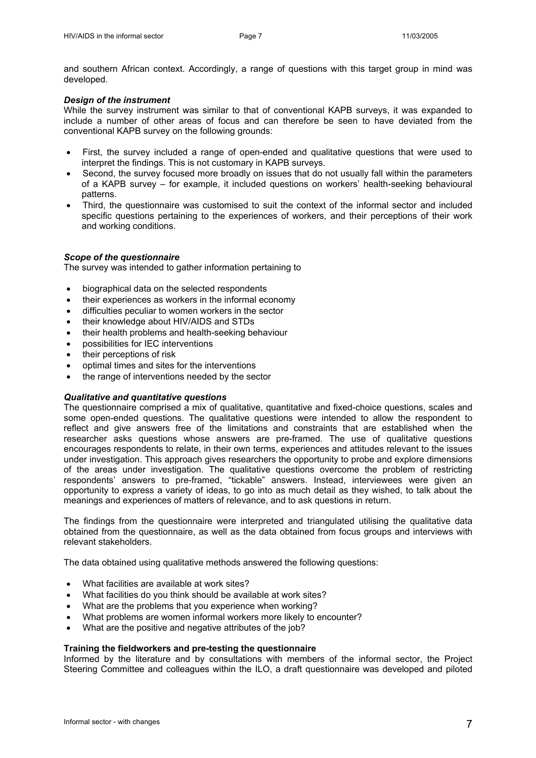and southern African context. Accordingly, a range of questions with this target group in mind was developed.

***Design of the instrument***

While the survey instrument was similar to that of conventional KAPB surveys, it was expanded to include a number of other areas of focus and can therefore be seen to have deviated from the conventional KAPB survey on the following grounds:

- First, the survey included a range of open-ended and qualitative questions that were used to interpret the findings. This is not customary in KAPB surveys.
- Second, the survey focused more broadly on issues that do not usually fall within the parameters of a KAPB survey – for example, it included questions on workers' health-seeking behavioural patterns.
- Third, the questionnaire was customised to suit the context of the informal sector and included specific questions pertaining to the experiences of workers, and their perceptions of their work and working conditions.

***Scope of the questionnaire***

The survey was intended to gather information pertaining to

- biographical data on the selected respondents
- their experiences as workers in the informal economy
- difficulties peculiar to women workers in the sector
- their knowledge about HIV/AIDS and STDs
- their health problems and health-seeking behaviour
- possibilities for IEC interventions
- their perceptions of risk
- optimal times and sites for the interventions
- the range of interventions needed by the sector

***Qualitative and quantitative questions***

The questionnaire comprised a mix of qualitative, quantitative and fixed-choice questions, scales and some open-ended questions. The qualitative questions were intended to allow the respondent to reflect and give answers free of the limitations and constraints that are established when the researcher asks questions whose answers are pre-framed. The use of qualitative questions encourages respondents to relate, in their own terms, experiences and attitudes relevant to the issues under investigation. This approach gives researchers the opportunity to probe and explore dimensions of the areas under investigation. The qualitative questions overcome the problem of restricting respondents' answers to pre-framed, "tickable" answers. Instead, interviewees were given an opportunity to express a variety of ideas, to go into as much detail as they wished, to talk about the meanings and experiences of matters of relevance, and to ask questions in return.

The findings from the questionnaire were interpreted and triangulated utilising the qualitative data obtained from the questionnaire, as well as the data obtained from focus groups and interviews with relevant stakeholders.

The data obtained using qualitative methods answered the following questions:

- What facilities are available at work sites?
- What facilities do you think should be available at work sites?
- What are the problems that you experience when working?
- What problems are women informal workers more likely to encounter?
- What are the positive and negative attributes of the job?

**Training the fieldworkers and pre-testing the questionnaire**

Informed by the literature and by consultations with members of the informal sector, the Project Steering Committee and colleagues within the ILO, a draft questionnaire was developed and piloted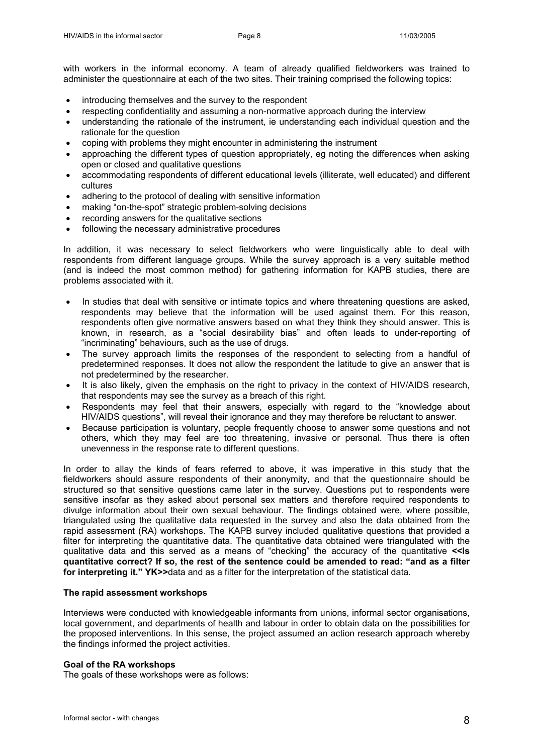with workers in the informal economy. A team of already qualified fieldworkers was trained to administer the questionnaire at each of the two sites. Their training comprised the following topics:

- introducing themselves and the survey to the respondent
- respecting confidentiality and assuming a non-normative approach during the interview
- understanding the rationale of the instrument, ie understanding each individual question and the rationale for the question
- coping with problems they might encounter in administering the instrument
- approaching the different types of question appropriately, eg noting the differences when asking open or closed and qualitative questions
- accommodating respondents of different educational levels (illiterate, well educated) and different cultures
- adhering to the protocol of dealing with sensitive information
- making "on-the-spot" strategic problem-solving decisions
- recording answers for the qualitative sections
- following the necessary administrative procedures

In addition, it was necessary to select fieldworkers who were linguistically able to deal with respondents from different language groups. While the survey approach is a very suitable method (and is indeed the most common method) for gathering information for KAPB studies, there are problems associated with it.

- In studies that deal with sensitive or intimate topics and where threatening questions are asked, respondents may believe that the information will be used against them. For this reason, respondents often give normative answers based on what they think they should answer. This is known, in research, as a "social desirability bias" and often leads to under-reporting of "incriminating" behaviours, such as the use of drugs.
- The survey approach limits the responses of the respondent to selecting from a handful of predetermined responses. It does not allow the respondent the latitude to give an answer that is not predetermined by the researcher.
- It is also likely, given the emphasis on the right to privacy in the context of HIV/AIDS research, that respondents may see the survey as a breach of this right.
- Respondents may feel that their answers, especially with regard to the "knowledge about HIV/AIDS questions", will reveal their ignorance and they may therefore be reluctant to answer.
- Because participation is voluntary, people frequently choose to answer some questions and not others, which they may feel are too threatening, invasive or personal. Thus there is often unevenness in the response rate to different questions.

In order to allay the kinds of fears referred to above, it was imperative in this study that the fieldworkers should assure respondents of their anonymity, and that the questionnaire should be structured so that sensitive questions came later in the survey. Questions put to respondents were sensitive insofar as they asked about personal sex matters and therefore required respondents to divulge information about their own sexual behaviour. The findings obtained were, where possible, triangulated using the qualitative data requested in the survey and also the data obtained from the rapid assessment (RA) workshops. The KAPB survey included qualitative questions that provided a filter for interpreting the quantitative data. The quantitative data obtained were triangulated with the qualitative data and this served as a means of "checking" the accuracy of the quantitative **<<Is quantitative correct? If so, the rest of the sentence could be amended to read: "and as a filter for interpreting it." YK>>**data and as a filter for the interpretation of the statistical data.

**The rapid assessment workshops**

Interviews were conducted with knowledgeable informants from unions, informal sector organisations, local government, and departments of health and labour in order to obtain data on the possibilities for the proposed interventions. In this sense, the project assumed an action research approach whereby the findings informed the project activities.

**Goal of the RA workshops**

The goals of these workshops were as follows: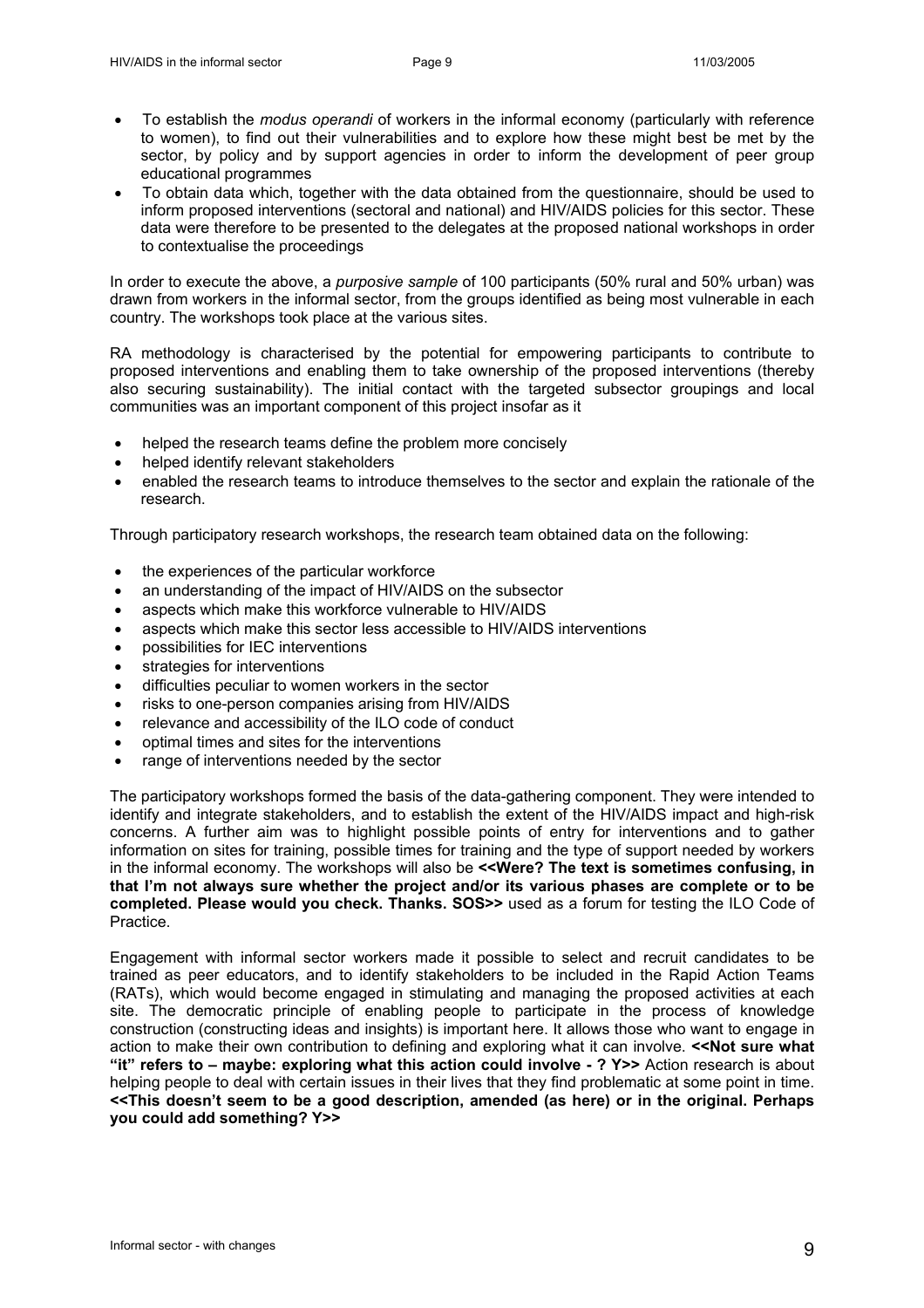- To establish the *modus operandi* of workers in the informal economy (particularly with reference to women), to find out their vulnerabilities and to explore how these might best be met by the sector, by policy and by support agencies in order to inform the development of peer group educational programmes
- To obtain data which, together with the data obtained from the questionnaire, should be used to inform proposed interventions (sectoral and national) and HIV/AIDS policies for this sector. These data were therefore to be presented to the delegates at the proposed national workshops in order to contextualise the proceedings

In order to execute the above, a *purposive sample* of 100 participants (50% rural and 50% urban) was drawn from workers in the informal sector, from the groups identified as being most vulnerable in each country. The workshops took place at the various sites.

RA methodology is characterised by the potential for empowering participants to contribute to proposed interventions and enabling them to take ownership of the proposed interventions (thereby also securing sustainability). The initial contact with the targeted subsector groupings and local communities was an important component of this project insofar as it

- helped the research teams define the problem more concisely
- helped identify relevant stakeholders
- enabled the research teams to introduce themselves to the sector and explain the rationale of the research.

Through participatory research workshops, the research team obtained data on the following:

- the experiences of the particular workforce
- an understanding of the impact of HIV/AIDS on the subsector
- aspects which make this workforce vulnerable to HIV/AIDS
- aspects which make this sector less accessible to HIV/AIDS interventions
- possibilities for IEC interventions
- strategies for interventions
- difficulties peculiar to women workers in the sector
- risks to one-person companies arising from HIV/AIDS
- relevance and accessibility of the ILO code of conduct
- optimal times and sites for the interventions
- range of interventions needed by the sector

The participatory workshops formed the basis of the data-gathering component. They were intended to identify and integrate stakeholders, and to establish the extent of the HIV/AIDS impact and high-risk concerns. A further aim was to highlight possible points of entry for interventions and to gather information on sites for training, possible times for training and the type of support needed by workers in the informal economy. The workshops will also be **<<Were? The text is sometimes confusing, in that I'm not always sure whether the project and/or its various phases are complete or to be completed. Please would you check. Thanks. SOS>>** used as a forum for testing the ILO Code of Practice.

Engagement with informal sector workers made it possible to select and recruit candidates to be trained as peer educators, and to identify stakeholders to be included in the Rapid Action Teams (RATs), which would become engaged in stimulating and managing the proposed activities at each site. The democratic principle of enabling people to participate in the process of knowledge construction (constructing ideas and insights) is important here. It allows those who want to engage in action to make their own contribution to defining and exploring what it can involve. **<<Not sure what "it" refers to – maybe: exploring what this action could involve - ? Y>>** Action research is about helping people to deal with certain issues in their lives that they find problematic at some point in time. **<<This doesn't seem to be a good description, amended (as here) or in the original. Perhaps you could add something? Y>>**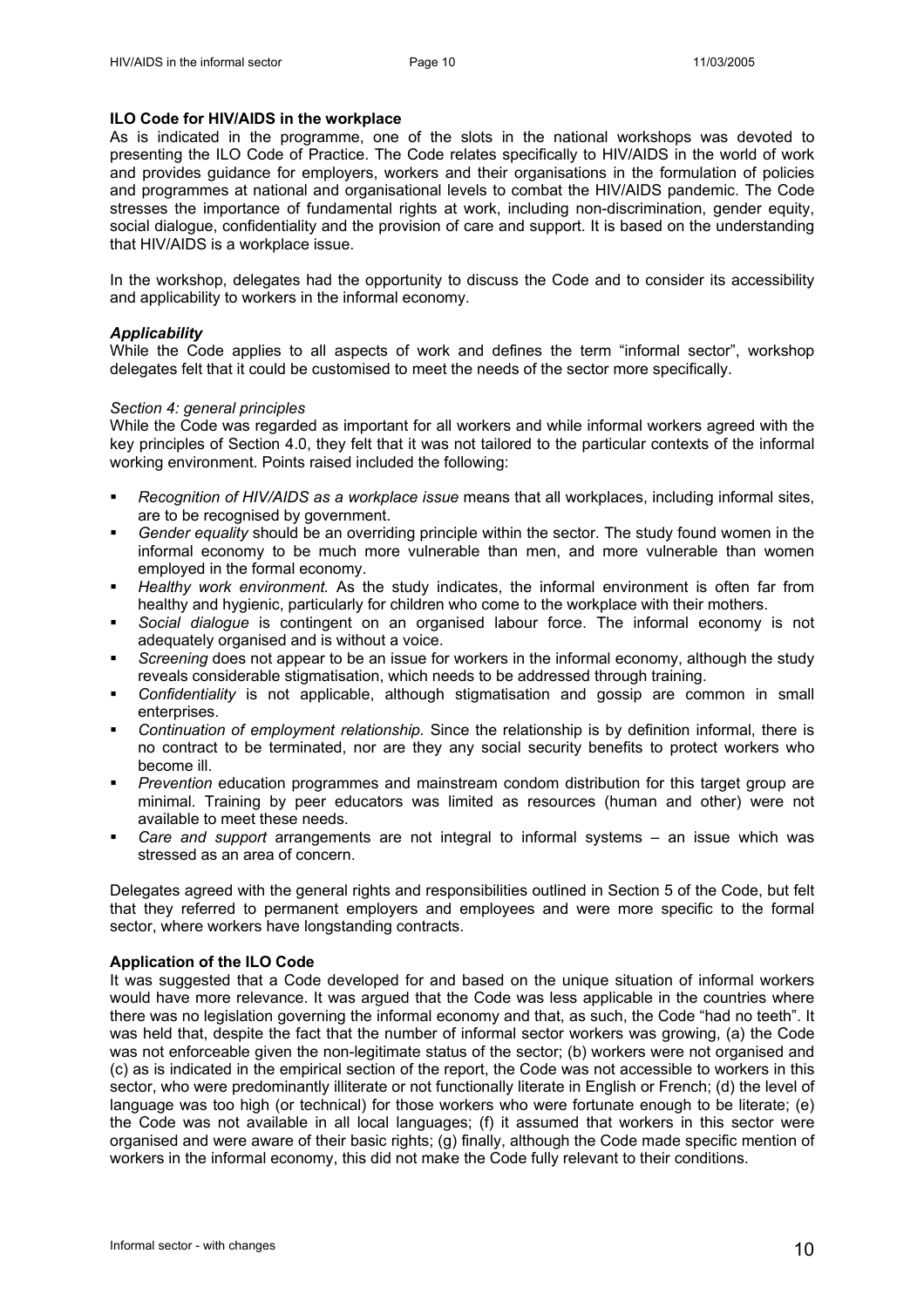### ILO Code for HIV/AIDS in the workplace

As is indicated in the programme, one of the slots in the national workshops was devoted to presenting the ILO Code of Practice. The Code relates specifically to HIV/AIDS in the world of work and provides guidance for employers, workers and their organisations in the formulation of policies and programmes at national and organisational levels to combat the HIV/AIDS pandemic. The Code stresses the importance of fundamental rights at work, including non-discrimination, gender equity, social dialogue, confidentiality and the provision of care and support. It is based on the understanding that HIV/AIDS is a workplace issue.

In the workshop, delegates had the opportunity to discuss the Code and to consider its accessibility and applicability to workers in the informal economy.

#### *Applicability*

While the Code applies to all aspects of work and defines the term "informal sector", workshop delegates felt that it could be customised to meet the needs of the sector more specifically.

*Section 4: general principles*

While the Code was regarded as important for all workers and while informal workers agreed with the key principles of Section 4.0, they felt that it was not tailored to the particular contexts of the informal working environment. Points raised included the following:

- *Recognition of HIV/AIDS as a workplace issue* means that all workplaces, including informal sites, are to be recognised by government.
- *Gender equality* should be an overriding principle within the sector. The study found women in the informal economy to be much more vulnerable than men, and more vulnerable than women employed in the formal economy.
- *Healthy work environment.* As the study indicates, the informal environment is often far from healthy and hygienic, particularly for children who come to the workplace with their mothers.
- *Social dialogue* is contingent on an organised labour force. The informal economy is not adequately organised and is without a voice.
- *Screening* does not appear to be an issue for workers in the informal economy, although the study reveals considerable stigmatisation, which needs to be addressed through training.
- *Confidentiality* is not applicable, although stigmatisation and gossip are common in small enterprises.
- *Continuation of employment relationship.* Since the relationship is by definition informal, there is no contract to be terminated, nor are they any social security benefits to protect workers who become ill.
- *Prevention* education programmes and mainstream condom distribution for this target group are minimal. Training by peer educators was limited as resources (human and other) were not available to meet these needs.
- *Care and support* arrangements are not integral to informal systems – an issue which was stressed as an area of concern.

Delegates agreed with the general rights and responsibilities outlined in Section 5 of the Code, but felt that they referred to permanent employers and employees and were more specific to the formal sector, where workers have longstanding contracts.

### Application of the ILO Code

It was suggested that a Code developed for and based on the unique situation of informal workers would have more relevance. It was argued that the Code was less applicable in the countries where there was no legislation governing the informal economy and that, as such, the Code "had no teeth". It was held that, despite the fact that the number of informal sector workers was growing, (a) the Code was not enforceable given the non-legitimate status of the sector; (b) workers were not organised and (c) as is indicated in the empirical section of the report, the Code was not accessible to workers in this sector, who were predominantly illiterate or not functionally literate in English or French; (d) the level of language was too high (or technical) for those workers who were fortunate enough to be literate; (e) the Code was not available in all local languages; (f) it assumed that workers in this sector were organised and were aware of their basic rights; (g) finally, although the Code made specific mention of workers in the informal economy, this did not make the Code fully relevant to their conditions.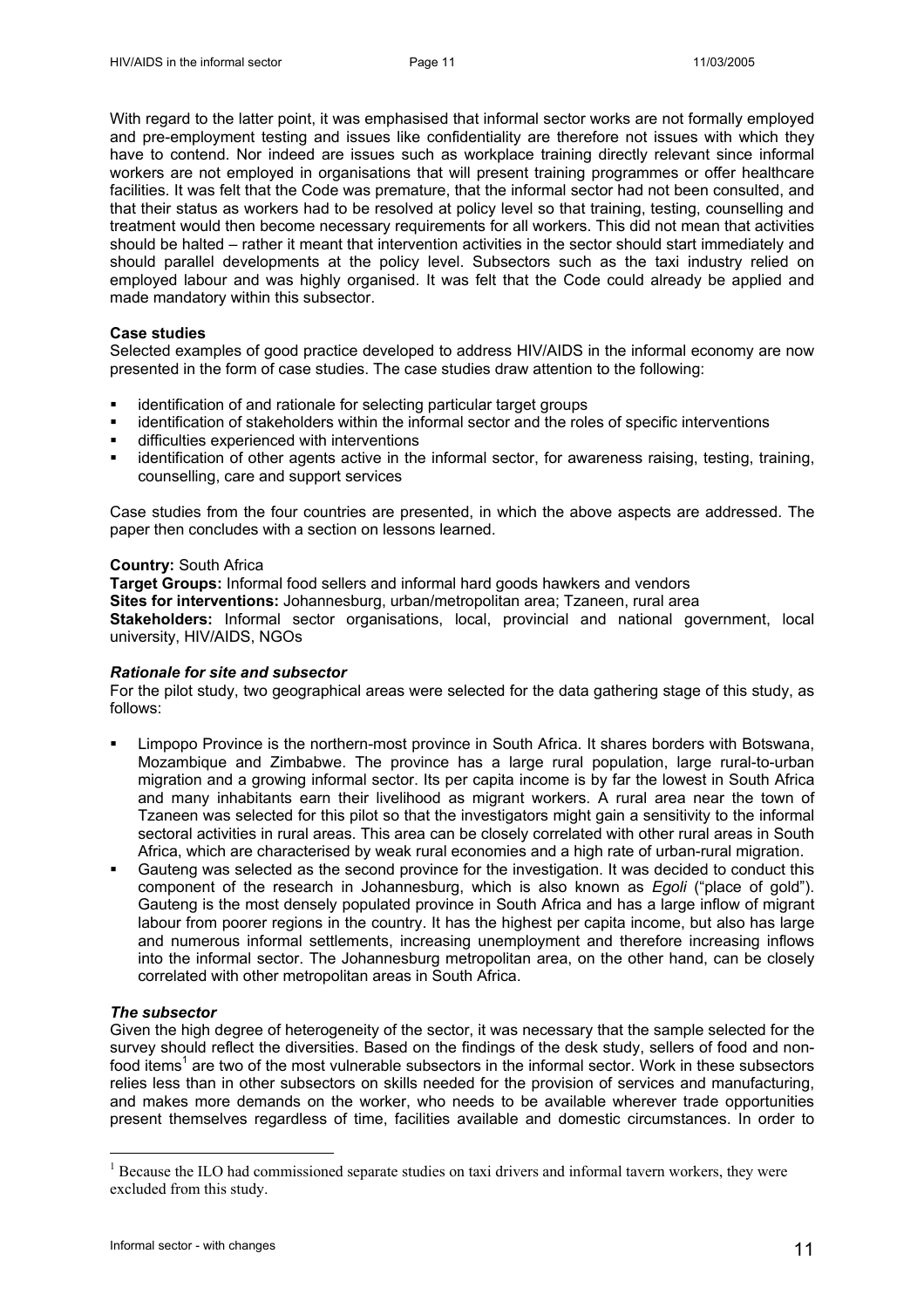With regard to the latter point, it was emphasised that informal sector works are not formally employed and pre-employment testing and issues like confidentiality are therefore not issues with which they have to contend. Nor indeed are issues such as workplace training directly relevant since informal workers are not employed in organisations that will present training programmes or offer healthcare facilities. It was felt that the Code was premature, that the informal sector had not been consulted, and that their status as workers had to be resolved at policy level so that training, testing, counselling and treatment would then become necessary requirements for all workers. This did not mean that activities should be halted – rather it meant that intervention activities in the sector should start immediately and should parallel developments at the policy level. Subsectors such as the taxi industry relied on employed labour and was highly organised. It was felt that the Code could already be applied and made mandatory within this subsector.

**Case studies**

Selected examples of good practice developed to address HIV/AIDS in the informal economy are now presented in the form of case studies. The case studies draw attention to the following:

- identification of and rationale for selecting particular target groups
- identification of stakeholders within the informal sector and the roles of specific interventions
- difficulties experienced with interventions
- identification of other agents active in the informal sector, for awareness raising, testing, training, counselling, care and support services

Case studies from the four countries are presented, in which the above aspects are addressed. The paper then concludes with a section on lessons learned.

**Country:** South Africa
**Target Groups:** Informal food sellers and informal hard goods hawkers and vendors
**Sites for interventions:** Johannesburg, urban/metropolitan area; Tzaneen, rural area
**Stakeholders:** Informal sector organisations, local, provincial and national government, local university, HIV/AIDS, NGOs

***Rationale for site and subsector***

For the pilot study, two geographical areas were selected for the data gathering stage of this study, as follows:

- Limpopo Province is the northern-most province in South Africa. It shares borders with Botswana, Mozambique and Zimbabwe. The province has a large rural population, large rural-to-urban migration and a growing informal sector. Its per capita income is by far the lowest in South Africa and many inhabitants earn their livelihood as migrant workers. A rural area near the town of Tzaneen was selected for this pilot so that the investigators might gain a sensitivity to the informal sectoral activities in rural areas. This area can be closely correlated with other rural areas in South Africa, which are characterised by weak rural economies and a high rate of urban-rural migration.
- Gauteng was selected as the second province for the investigation. It was decided to conduct this component of the research in Johannesburg, which is also known as *Egoli* ("place of gold"). Gauteng is the most densely populated province in South Africa and has a large inflow of migrant labour from poorer regions in the country. It has the highest per capita income, but also has large and numerous informal settlements, increasing unemployment and therefore increasing inflows into the informal sector. The Johannesburg metropolitan area, on the other hand, can be closely correlated with other metropolitan areas in South Africa.

***The subsector***

Given the high degree of heterogeneity of the sector, it was necessary that the sample selected for the survey should reflect the diversities. Based on the findings of the desk study, sellers of food and non-food items[1] are two of the most vulnerable subsectors in the informal sector. Work in these subsectors relies less than in other subsectors on skills needed for the provision of services and manufacturing, and makes more demands on the worker, who needs to be available wherever trade opportunities present themselves regardless of time, facilities available and domestic circumstances. In order to

[1] Because the ILO had commissioned separate studies on taxi drivers and informal tavern workers, they were excluded from this study.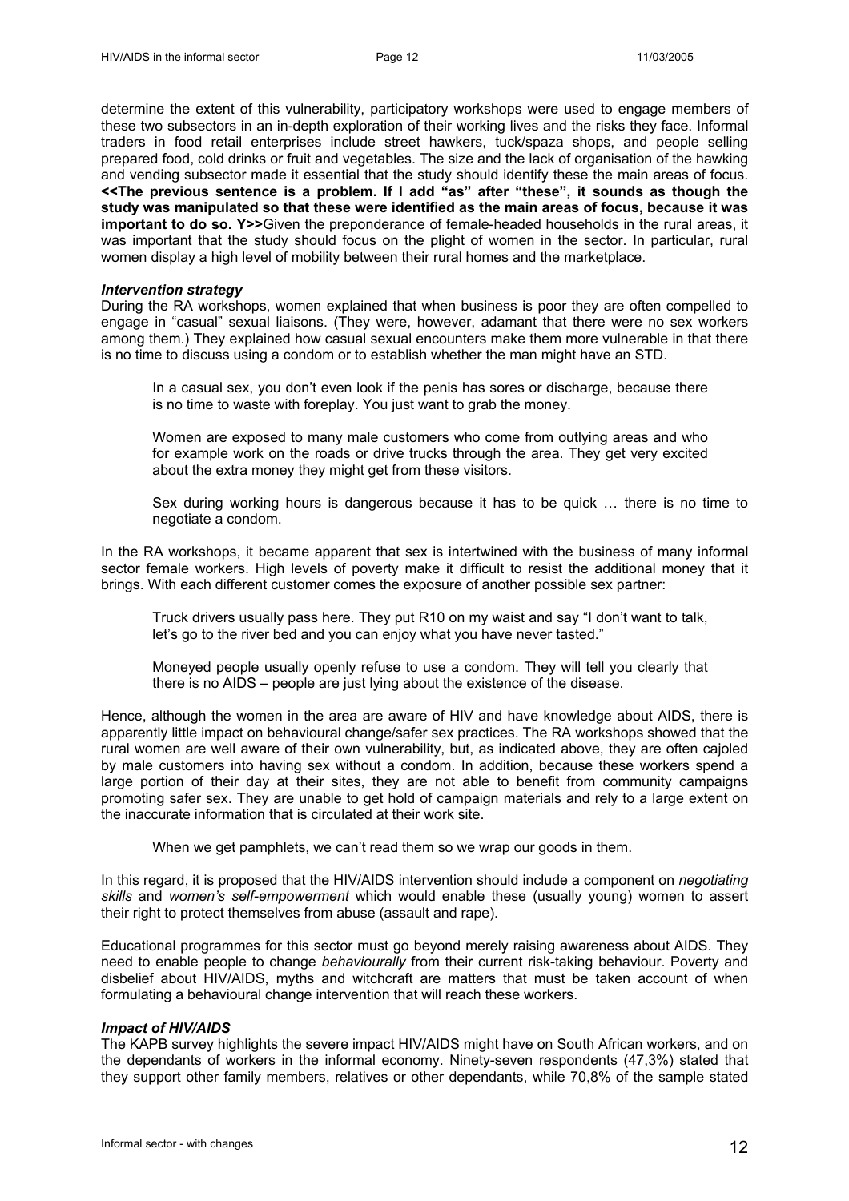determine the extent of this vulnerability, participatory workshops were used to engage members of these two subsectors in an in-depth exploration of their working lives and the risks they face. Informal traders in food retail enterprises include street hawkers, tuck/spaza shops, and people selling prepared food, cold drinks or fruit and vegetables. The size and the lack of organisation of the hawking and vending subsector made it essential that the study should identify these the main areas of focus. **<<The previous sentence is a problem. If I add "as" after "these", it sounds as though the study was manipulated so that these were identified as the main areas of focus, because it was important to do so. Y>>**Given the preponderance of female-headed households in the rural areas, it was important that the study should focus on the plight of women in the sector. In particular, rural women display a high level of mobility between their rural homes and the marketplace.

***Intervention strategy***

During the RA workshops, women explained that when business is poor they are often compelled to engage in "casual" sexual liaisons. (They were, however, adamant that there were no sex workers among them.) They explained how casual sexual encounters make them more vulnerable in that there is no time to discuss using a condom or to establish whether the man might have an STD.

> In a casual sex, you don't even look if the penis has sores or discharge, because there is no time to waste with foreplay. You just want to grab the money.
>
> Women are exposed to many male customers who come from outlying areas and who for example work on the roads or drive trucks through the area. They get very excited about the extra money they might get from these visitors.
>
> Sex during working hours is dangerous because it has to be quick … there is no time to negotiate a condom.

In the RA workshops, it became apparent that sex is intertwined with the business of many informal sector female workers. High levels of poverty make it difficult to resist the additional money that it brings. With each different customer comes the exposure of another possible sex partner:

> Truck drivers usually pass here. They put R10 on my waist and say "I don't want to talk, let's go to the river bed and you can enjoy what you have never tasted."
>
> Moneyed people usually openly refuse to use a condom. They will tell you clearly that there is no AIDS – people are just lying about the existence of the disease.

Hence, although the women in the area are aware of HIV and have knowledge about AIDS, there is apparently little impact on behavioural change/safer sex practices. The RA workshops showed that the rural women are well aware of their own vulnerability, but, as indicated above, they are often cajoled by male customers into having sex without a condom. In addition, because these workers spend a large portion of their day at their sites, they are not able to benefit from community campaigns promoting safer sex. They are unable to get hold of campaign materials and rely to a large extent on the inaccurate information that is circulated at their work site.

> When we get pamphlets, we can't read them so we wrap our goods in them.

In this regard, it is proposed that the HIV/AIDS intervention should include a component on *negotiating skills* and *women's self-empowerment* which would enable these (usually young) women to assert their right to protect themselves from abuse (assault and rape).

Educational programmes for this sector must go beyond merely raising awareness about AIDS. They need to enable people to change *behaviourally* from their current risk-taking behaviour. Poverty and disbelief about HIV/AIDS, myths and witchcraft are matters that must be taken account of when formulating a behavioural change intervention that will reach these workers.

***Impact of HIV/AIDS***

The KAPB survey highlights the severe impact HIV/AIDS might have on South African workers, and on the dependants of workers in the informal economy. Ninety-seven respondents (47,3%) stated that they support other family members, relatives or other dependants, while 70,8% of the sample stated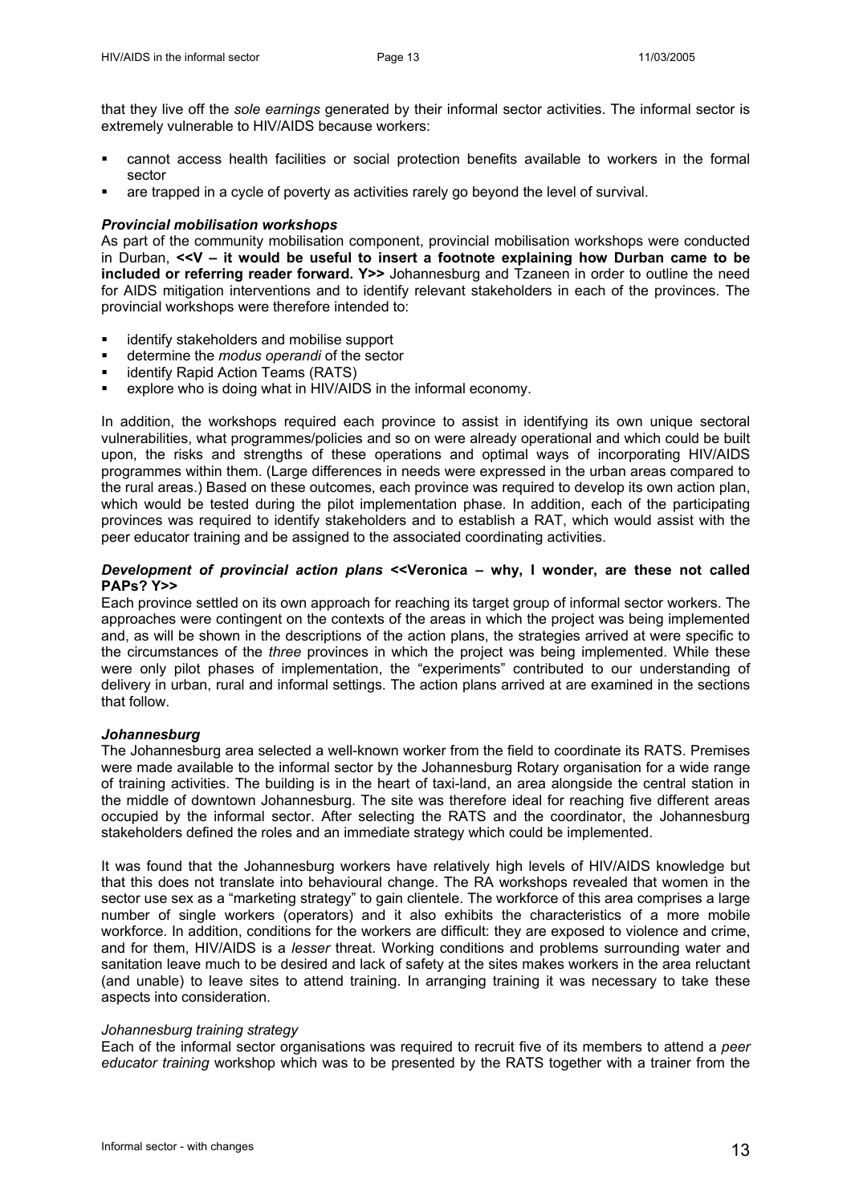that they live off the *sole earnings* generated by their informal sector activities. The informal sector is extremely vulnerable to HIV/AIDS because workers:

- cannot access health facilities or social protection benefits available to workers in the formal sector
- are trapped in a cycle of poverty as activities rarely go beyond the level of survival.

### *Provincial mobilisation workshops*

As part of the community mobilisation component, provincial mobilisation workshops were conducted in Durban, **<<V – it would be useful to insert a footnote explaining how Durban came to be included or referring reader forward. Y>>** Johannesburg and Tzaneen in order to outline the need for AIDS mitigation interventions and to identify relevant stakeholders in each of the provinces. The provincial workshops were therefore intended to:

- identify stakeholders and mobilise support
- determine the *modus operandi* of the sector
- identify Rapid Action Teams (RATS)
- explore who is doing what in HIV/AIDS in the informal economy.

In addition, the workshops required each province to assist in identifying its own unique sectoral vulnerabilities, what programmes/policies and so on were already operational and which could be built upon, the risks and strengths of these operations and optimal ways of incorporating HIV/AIDS programmes within them. (Large differences in needs were expressed in the urban areas compared to the rural areas.) Based on these outcomes, each province was required to develop its own action plan, which would be tested during the pilot implementation phase. In addition, each of the participating provinces was required to identify stakeholders and to establish a RAT, which would assist with the peer educator training and be assigned to the associated coordinating activities.

### *Development of provincial action plans* <<Veronica – why, I wonder, are these not called PAPs? Y>>

Each province settled on its own approach for reaching its target group of informal sector workers. The approaches were contingent on the contexts of the areas in which the project was being implemented and, as will be shown in the descriptions of the action plans, the strategies arrived at were specific to the circumstances of the *three* provinces in which the project was being implemented. While these were only pilot phases of implementation, the "experiments" contributed to our understanding of delivery in urban, rural and informal settings. The action plans arrived at are examined in the sections that follow.

### *Johannesburg*

The Johannesburg area selected a well-known worker from the field to coordinate its RATS. Premises were made available to the informal sector by the Johannesburg Rotary organisation for a wide range of training activities. The building is in the heart of taxi-land, an area alongside the central station in the middle of downtown Johannesburg. The site was therefore ideal for reaching five different areas occupied by the informal sector. After selecting the RATS and the coordinator, the Johannesburg stakeholders defined the roles and an immediate strategy which could be implemented.

It was found that the Johannesburg workers have relatively high levels of HIV/AIDS knowledge but that this does not translate into behavioural change. The RA workshops revealed that women in the sector use sex as a "marketing strategy" to gain clientele. The workforce of this area comprises a large number of single workers (operators) and it also exhibits the characteristics of a more mobile workforce. In addition, conditions for the workers are difficult: they are exposed to violence and crime, and for them, HIV/AIDS is a *lesser* threat. Working conditions and problems surrounding water and sanitation leave much to be desired and lack of safety at the sites makes workers in the area reluctant (and unable) to leave sites to attend training. In arranging training it was necessary to take these aspects into consideration.

#### *Johannesburg training strategy*

Each of the informal sector organisations was required to recruit five of its members to attend a *peer educator training* workshop which was to be presented by the RATS together with a trainer from the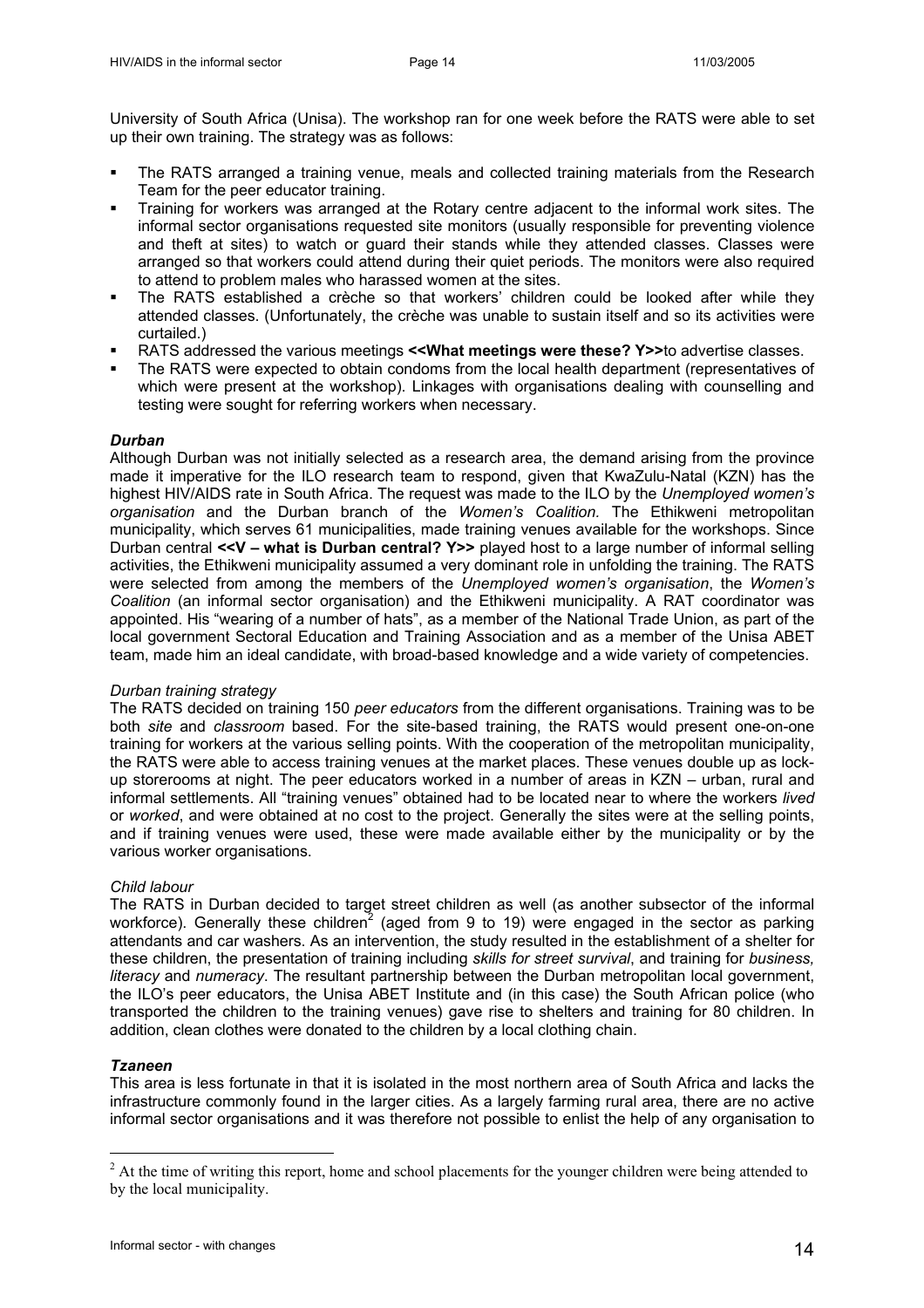University of South Africa (Unisa). The workshop ran for one week before the RATS were able to set up their own training. The strategy was as follows:

- The RATS arranged a training venue, meals and collected training materials from the Research Team for the peer educator training.
- Training for workers was arranged at the Rotary centre adjacent to the informal work sites. The informal sector organisations requested site monitors (usually responsible for preventing violence and theft at sites) to watch or guard their stands while they attended classes. Classes were arranged so that workers could attend during their quiet periods. The monitors were also required to attend to problem males who harassed women at the sites.
- The RATS established a crèche so that workers' children could be looked after while they attended classes. (Unfortunately, the crèche was unable to sustain itself and so its activities were curtailed.)
- RATS addressed the various meetings **<<What meetings were these? Y>>**to advertise classes.
- The RATS were expected to obtain condoms from the local health department (representatives of which were present at the workshop). Linkages with organisations dealing with counselling and testing were sought for referring workers when necessary.

### *Durban*

Although Durban was not initially selected as a research area, the demand arising from the province made it imperative for the ILO research team to respond, given that KwaZulu-Natal (KZN) has the highest HIV/AIDS rate in South Africa. The request was made to the ILO by the *Unemployed women's organisation* and the Durban branch of the *Women's Coalition.* The Ethikweni metropolitan municipality, which serves 61 municipalities, made training venues available for the workshops. Since Durban central **<<V – what is Durban central? Y>>** played host to a large number of informal selling activities, the Ethikweni municipality assumed a very dominant role in unfolding the training. The RATS were selected from among the members of the *Unemployed women's organisation*, the *Women's Coalition* (an informal sector organisation) and the Ethikweni municipality. A RAT coordinator was appointed. His "wearing of a number of hats", as a member of the National Trade Union, as part of the local government Sectoral Education and Training Association and as a member of the Unisa ABET team, made him an ideal candidate, with broad-based knowledge and a wide variety of competencies.

*Durban training strategy*

The RATS decided on training 150 *peer educators* from the different organisations. Training was to be both *site* and *classroom* based. For the site-based training, the RATS would present one-on-one training for workers at the various selling points. With the cooperation of the metropolitan municipality, the RATS were able to access training venues at the market places. These venues double up as lock-up storerooms at night. The peer educators worked in a number of areas in KZN – urban, rural and informal settlements. All "training venues" obtained had to be located near to where the workers *lived* or *worked*, and were obtained at no cost to the project. Generally the sites were at the selling points, and if training venues were used, these were made available either by the municipality or by the various worker organisations.

*Child labour*

The RATS in Durban decided to target street children as well (as another subsector of the informal workforce). Generally these children[2] (aged from 9 to 19) were engaged in the sector as parking attendants and car washers. As an intervention, the study resulted in the establishment of a shelter for these children, the presentation of training including *skills for street survival*, and training for *business, literacy* and *numeracy*. The resultant partnership between the Durban metropolitan local government, the ILO's peer educators, the Unisa ABET Institute and (in this case) the South African police (who transported the children to the training venues) gave rise to shelters and training for 80 children. In addition, clean clothes were donated to the children by a local clothing chain.

### *Tzaneen*

This area is less fortunate in that it is isolated in the most northern area of South Africa and lacks the infrastructure commonly found in the larger cities. As a largely farming rural area, there are no active informal sector organisations and it was therefore not possible to enlist the help of any organisation to

[2] At the time of writing this report, home and school placements for the younger children were being attended to by the local municipality.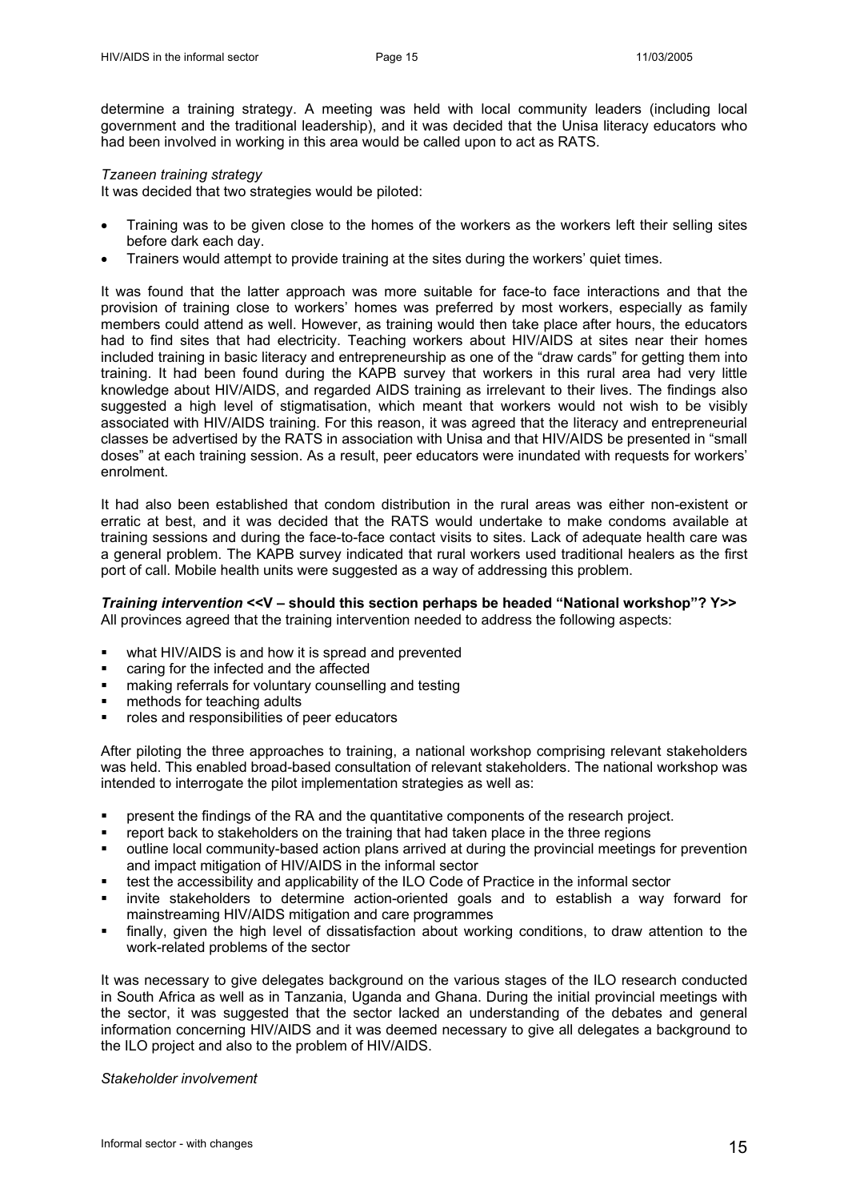determine a training strategy. A meeting was held with local community leaders (including local government and the traditional leadership), and it was decided that the Unisa literacy educators who had been involved in working in this area would be called upon to act as RATS.

*Tzaneen training strategy*

It was decided that two strategies would be piloted:

- Training was to be given close to the homes of the workers as the workers left their selling sites before dark each day.
- Trainers would attempt to provide training at the sites during the workers' quiet times.

It was found that the latter approach was more suitable for face-to face interactions and that the provision of training close to workers' homes was preferred by most workers, especially as family members could attend as well. However, as training would then take place after hours, the educators had to find sites that had electricity. Teaching workers about HIV/AIDS at sites near their homes included training in basic literacy and entrepreneurship as one of the "draw cards" for getting them into training. It had been found during the KAPB survey that workers in this rural area had very little knowledge about HIV/AIDS, and regarded AIDS training as irrelevant to their lives. The findings also suggested a high level of stigmatisation, which meant that workers would not wish to be visibly associated with HIV/AIDS training. For this reason, it was agreed that the literacy and entrepreneurial classes be advertised by the RATS in association with Unisa and that HIV/AIDS be presented in "small doses" at each training session. As a result, peer educators were inundated with requests for workers' enrolment.

It had also been established that condom distribution in the rural areas was either non-existent or erratic at best, and it was decided that the RATS would undertake to make condoms available at training sessions and during the face-to-face contact visits to sites. Lack of adequate health care was a general problem. The KAPB survey indicated that rural workers used traditional healers as the first port of call. Mobile health units were suggested as a way of addressing this problem.

***Training intervention*** **<<V – should this section perhaps be headed "National workshop"? Y>>**

All provinces agreed that the training intervention needed to address the following aspects:

- what HIV/AIDS is and how it is spread and prevented
- caring for the infected and the affected
- making referrals for voluntary counselling and testing
- methods for teaching adults
- roles and responsibilities of peer educators

After piloting the three approaches to training, a national workshop comprising relevant stakeholders was held. This enabled broad-based consultation of relevant stakeholders. The national workshop was intended to interrogate the pilot implementation strategies as well as:

- present the findings of the RA and the quantitative components of the research project.
- report back to stakeholders on the training that had taken place in the three regions
- outline local community-based action plans arrived at during the provincial meetings for prevention and impact mitigation of HIV/AIDS in the informal sector
- test the accessibility and applicability of the ILO Code of Practice in the informal sector
- invite stakeholders to determine action-oriented goals and to establish a way forward for mainstreaming HIV/AIDS mitigation and care programmes
- finally, given the high level of dissatisfaction about working conditions, to draw attention to the work-related problems of the sector

It was necessary to give delegates background on the various stages of the ILO research conducted in South Africa as well as in Tanzania, Uganda and Ghana. During the initial provincial meetings with the sector, it was suggested that the sector lacked an understanding of the debates and general information concerning HIV/AIDS and it was deemed necessary to give all delegates a background to the ILO project and also to the problem of HIV/AIDS.

*Stakeholder involvement*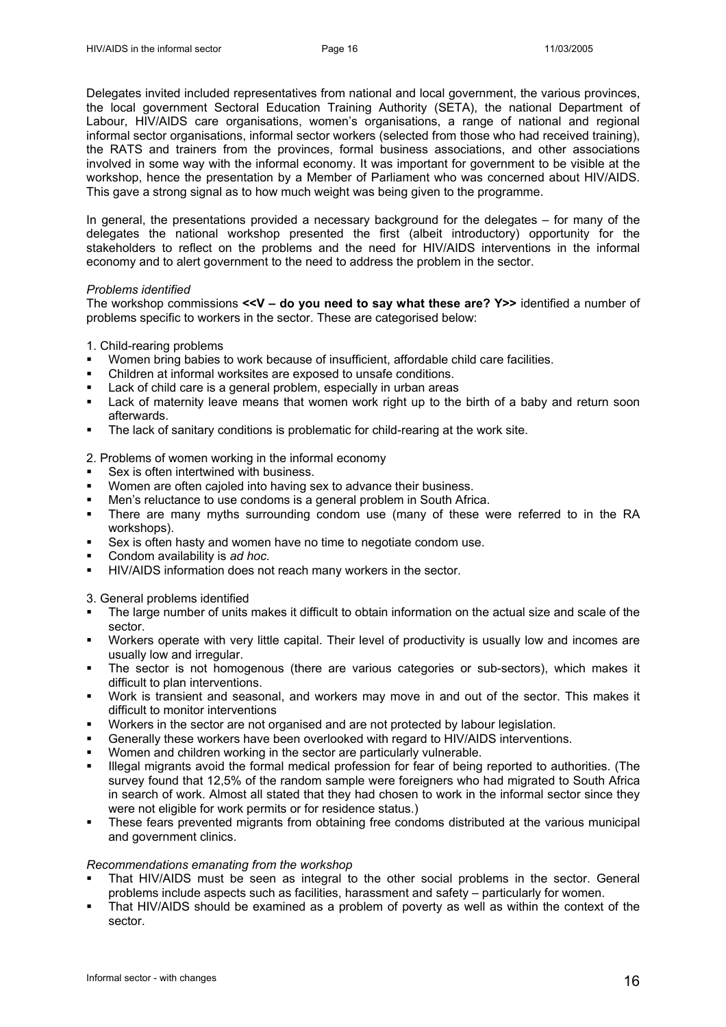Delegates invited included representatives from national and local government, the various provinces, the local government Sectoral Education Training Authority (SETA), the national Department of Labour, HIV/AIDS care organisations, women's organisations, a range of national and regional informal sector organisations, informal sector workers (selected from those who had received training), the RATS and trainers from the provinces, formal business associations, and other associations involved in some way with the informal economy. It was important for government to be visible at the workshop, hence the presentation by a Member of Parliament who was concerned about HIV/AIDS. This gave a strong signal as to how much weight was being given to the programme.

In general, the presentations provided a necessary background for the delegates – for many of the delegates the national workshop presented the first (albeit introductory) opportunity for the stakeholders to reflect on the problems and the need for HIV/AIDS interventions in the informal economy and to alert government to the need to address the problem in the sector.

*Problems identified*

The workshop commissions **<<V – do you need to say what these are? Y>>** identified a number of problems specific to workers in the sector. These are categorised below:

1. Child-rearing problems

- Women bring babies to work because of insufficient, affordable child care facilities.
- Children at informal worksites are exposed to unsafe conditions.
- Lack of child care is a general problem, especially in urban areas
- Lack of maternity leave means that women work right up to the birth of a baby and return soon afterwards.
- The lack of sanitary conditions is problematic for child-rearing at the work site.

2. Problems of women working in the informal economy

- Sex is often intertwined with business.
- Women are often cajoled into having sex to advance their business.
- Men's reluctance to use condoms is a general problem in South Africa.
- There are many myths surrounding condom use (many of these were referred to in the RA workshops).
- Sex is often hasty and women have no time to negotiate condom use.
- Condom availability is *ad hoc.*
- HIV/AIDS information does not reach many workers in the sector.

3. General problems identified

- The large number of units makes it difficult to obtain information on the actual size and scale of the sector.
- Workers operate with very little capital. Their level of productivity is usually low and incomes are usually low and irregular.
- The sector is not homogenous (there are various categories or sub-sectors), which makes it difficult to plan interventions.
- Work is transient and seasonal, and workers may move in and out of the sector. This makes it difficult to monitor interventions
- Workers in the sector are not organised and are not protected by labour legislation.
- Generally these workers have been overlooked with regard to HIV/AIDS interventions.
- Women and children working in the sector are particularly vulnerable.
- Illegal migrants avoid the formal medical profession for fear of being reported to authorities. (The survey found that 12,5% of the random sample were foreigners who had migrated to South Africa in search of work. Almost all stated that they had chosen to work in the informal sector since they were not eligible for work permits or for residence status.)
- These fears prevented migrants from obtaining free condoms distributed at the various municipal and government clinics.

*Recommendations emanating from the workshop*

- That HIV/AIDS must be seen as integral to the other social problems in the sector. General problems include aspects such as facilities, harassment and safety – particularly for women.
- That HIV/AIDS should be examined as a problem of poverty as well as within the context of the sector.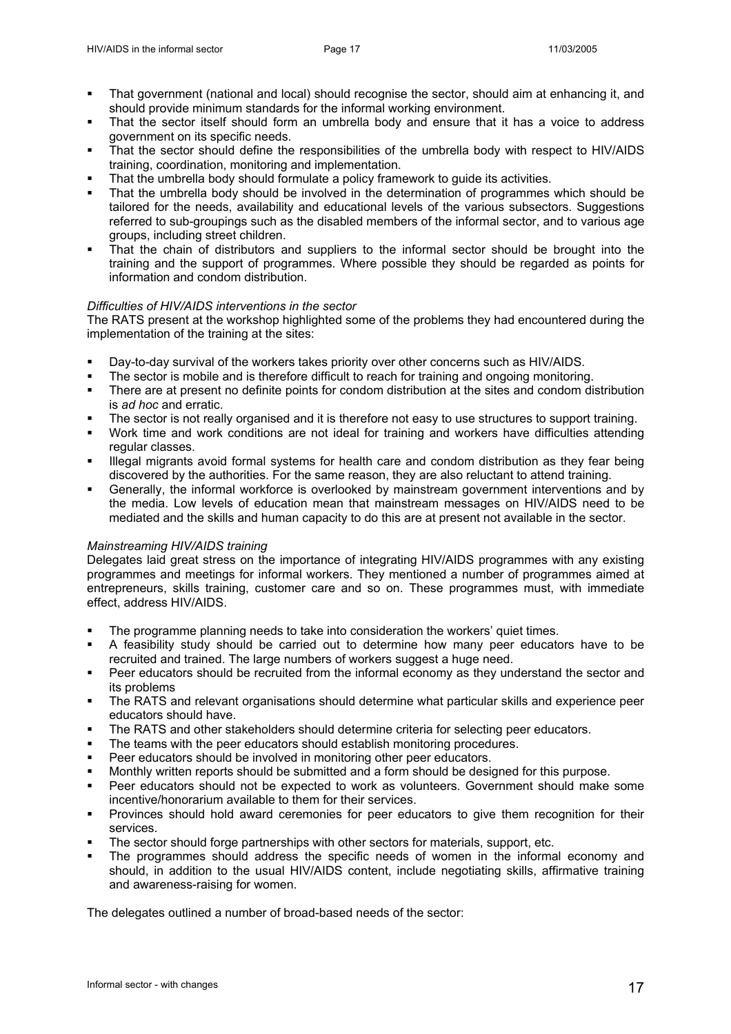- That government (national and local) should recognise the sector, should aim at enhancing it, and should provide minimum standards for the informal working environment.
- That the sector itself should form an umbrella body and ensure that it has a voice to address government on its specific needs.
- That the sector should define the responsibilities of the umbrella body with respect to HIV/AIDS training, coordination, monitoring and implementation.
- That the umbrella body should formulate a policy framework to guide its activities.
- That the umbrella body should be involved in the determination of programmes which should be tailored for the needs, availability and educational levels of the various subsectors. Suggestions referred to sub-groupings such as the disabled members of the informal sector, and to various age groups, including street children.
- That the chain of distributors and suppliers to the informal sector should be brought into the training and the support of programmes. Where possible they should be regarded as points for information and condom distribution.

*Difficulties of HIV/AIDS interventions in the sector*

The RATS present at the workshop highlighted some of the problems they had encountered during the implementation of the training at the sites:

- Day-to-day survival of the workers takes priority over other concerns such as HIV/AIDS.
- The sector is mobile and is therefore difficult to reach for training and ongoing monitoring.
- There are at present no definite points for condom distribution at the sites and condom distribution is *ad hoc* and erratic.
- The sector is not really organised and it is therefore not easy to use structures to support training.
- Work time and work conditions are not ideal for training and workers have difficulties attending regular classes.
- Illegal migrants avoid formal systems for health care and condom distribution as they fear being discovered by the authorities. For the same reason, they are also reluctant to attend training.
- Generally, the informal workforce is overlooked by mainstream government interventions and by the media. Low levels of education mean that mainstream messages on HIV/AIDS need to be mediated and the skills and human capacity to do this are at present not available in the sector.

*Mainstreaming HIV/AIDS training*

Delegates laid great stress on the importance of integrating HIV/AIDS programmes with any existing programmes and meetings for informal workers. They mentioned a number of programmes aimed at entrepreneurs, skills training, customer care and so on. These programmes must, with immediate effect, address HIV/AIDS.

- The programme planning needs to take into consideration the workers' quiet times.
- A feasibility study should be carried out to determine how many peer educators have to be recruited and trained. The large numbers of workers suggest a huge need.
- Peer educators should be recruited from the informal economy as they understand the sector and its problems
- The RATS and relevant organisations should determine what particular skills and experience peer educators should have.
- The RATS and other stakeholders should determine criteria for selecting peer educators.
- The teams with the peer educators should establish monitoring procedures.
- Peer educators should be involved in monitoring other peer educators.
- Monthly written reports should be submitted and a form should be designed for this purpose.
- Peer educators should not be expected to work as volunteers. Government should make some incentive/honorarium available to them for their services.
- Provinces should hold award ceremonies for peer educators to give them recognition for their services.
- The sector should forge partnerships with other sectors for materials, support, etc.
- The programmes should address the specific needs of women in the informal economy and should, in addition to the usual HIV/AIDS content, include negotiating skills, affirmative training and awareness-raising for women.

The delegates outlined a number of broad-based needs of the sector: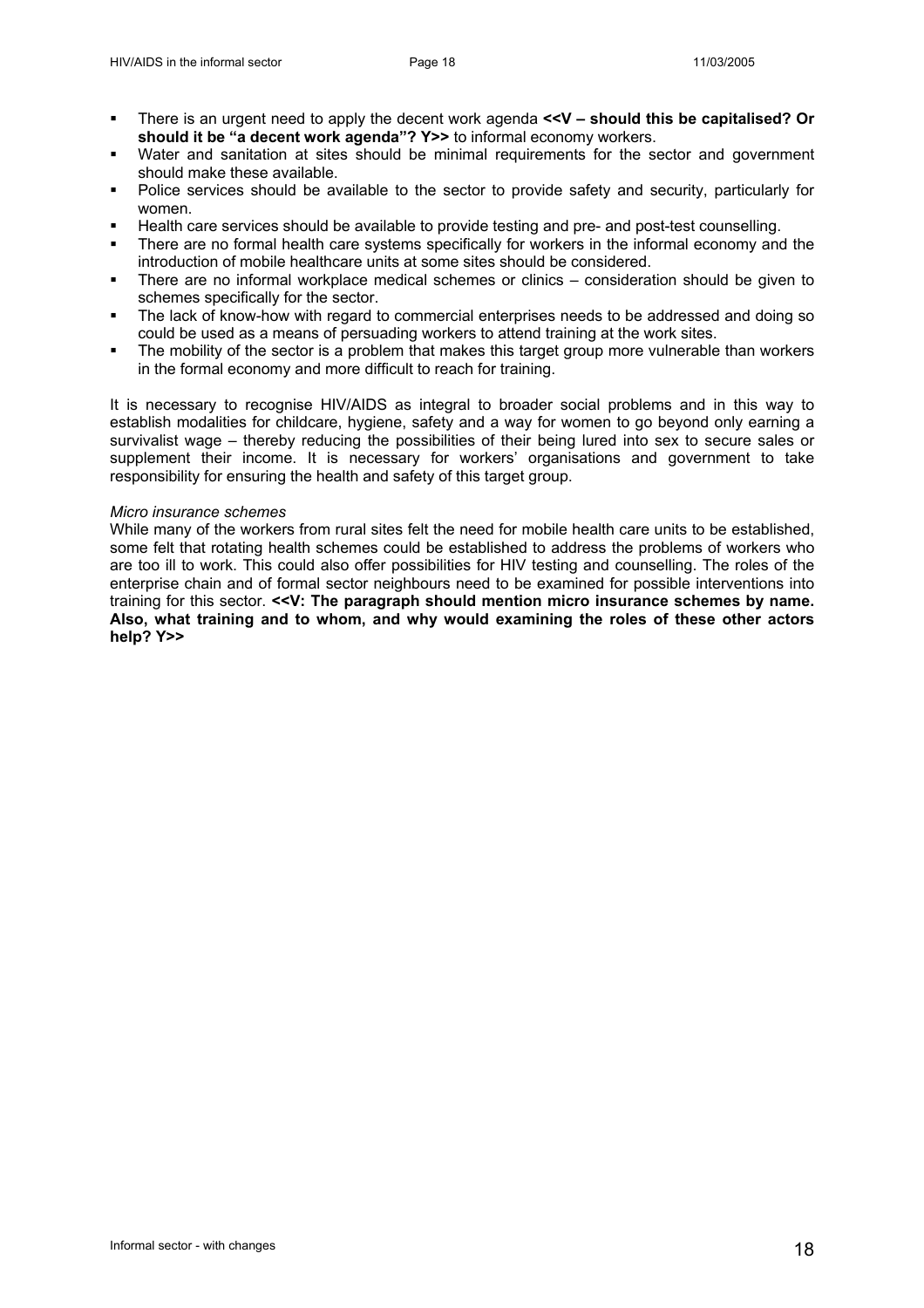- There is an urgent need to apply the decent work agenda **<<V – should this be capitalised? Or should it be "a decent work agenda"? Y>>** to informal economy workers.
- Water and sanitation at sites should be minimal requirements for the sector and government should make these available.
- Police services should be available to the sector to provide safety and security, particularly for women.
- Health care services should be available to provide testing and pre- and post-test counselling.
- There are no formal health care systems specifically for workers in the informal economy and the introduction of mobile healthcare units at some sites should be considered.
- There are no informal workplace medical schemes or clinics – consideration should be given to schemes specifically for the sector.
- The lack of know-how with regard to commercial enterprises needs to be addressed and doing so could be used as a means of persuading workers to attend training at the work sites.
- The mobility of the sector is a problem that makes this target group more vulnerable than workers in the formal economy and more difficult to reach for training.

It is necessary to recognise HIV/AIDS as integral to broader social problems and in this way to establish modalities for childcare, hygiene, safety and a way for women to go beyond only earning a survivalist wage – thereby reducing the possibilities of their being lured into sex to secure sales or supplement their income. It is necessary for workers' organisations and government to take responsibility for ensuring the health and safety of this target group.

*Micro insurance schemes*

While many of the workers from rural sites felt the need for mobile health care units to be established, some felt that rotating health schemes could be established to address the problems of workers who are too ill to work. This could also offer possibilities for HIV testing and counselling. The roles of the enterprise chain and of formal sector neighbours need to be examined for possible interventions into training for this sector. **<<V: The paragraph should mention micro insurance schemes by name. Also, what training and to whom, and why would examining the roles of these other actors help? Y>>**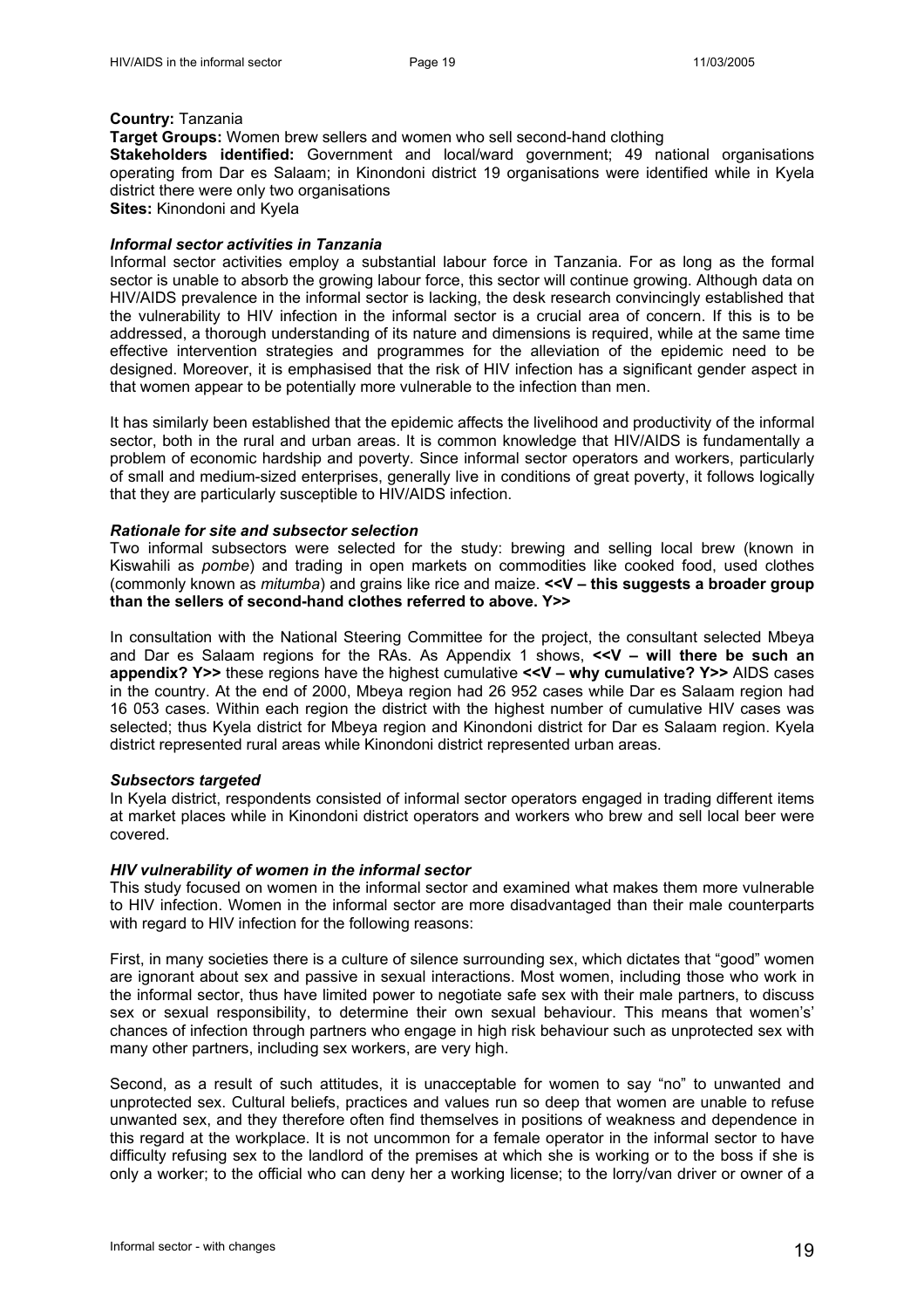**Country:** Tanzania

**Target Groups:** Women brew sellers and women who sell second-hand clothing

**Stakeholders identified:** Government and local/ward government; 49 national organisations operating from Dar es Salaam; in Kinondoni district 19 organisations were identified while in Kyela district there were only two organisations

**Sites:** Kinondoni and Kyela

***Informal sector activities in Tanzania***

Informal sector activities employ a substantial labour force in Tanzania. For as long as the formal sector is unable to absorb the growing labour force, this sector will continue growing. Although data on HIV/AIDS prevalence in the informal sector is lacking, the desk research convincingly established that the vulnerability to HIV infection in the informal sector is a crucial area of concern. If this is to be addressed, a thorough understanding of its nature and dimensions is required, while at the same time effective intervention strategies and programmes for the alleviation of the epidemic need to be designed. Moreover, it is emphasised that the risk of HIV infection has a significant gender aspect in that women appear to be potentially more vulnerable to the infection than men.

It has similarly been established that the epidemic affects the livelihood and productivity of the informal sector, both in the rural and urban areas. It is common knowledge that HIV/AIDS is fundamentally a problem of economic hardship and poverty. Since informal sector operators and workers, particularly of small and medium-sized enterprises, generally live in conditions of great poverty, it follows logically that they are particularly susceptible to HIV/AIDS infection.

***Rationale for site and subsector selection***

Two informal subsectors were selected for the study: brewing and selling local brew (known in Kiswahili as *pombe*) and trading in open markets on commodities like cooked food, used clothes (commonly known as *mitumba*) and grains like rice and maize. **<<V – this suggests a broader group than the sellers of second-hand clothes referred to above. Y>>**

In consultation with the National Steering Committee for the project, the consultant selected Mbeya and Dar es Salaam regions for the RAs. As Appendix 1 shows, **<<V – will there be such an appendix? Y>>** these regions have the highest cumulative **<<V – why cumulative? Y>>** AIDS cases in the country. At the end of 2000, Mbeya region had 26 952 cases while Dar es Salaam region had 16 053 cases. Within each region the district with the highest number of cumulative HIV cases was selected; thus Kyela district for Mbeya region and Kinondoni district for Dar es Salaam region. Kyela district represented rural areas while Kinondoni district represented urban areas.

***Subsectors targeted***

In Kyela district, respondents consisted of informal sector operators engaged in trading different items at market places while in Kinondoni district operators and workers who brew and sell local beer were covered.

***HIV vulnerability of women in the informal sector***

This study focused on women in the informal sector and examined what makes them more vulnerable to HIV infection. Women in the informal sector are more disadvantaged than their male counterparts with regard to HIV infection for the following reasons:

First, in many societies there is a culture of silence surrounding sex, which dictates that "good" women are ignorant about sex and passive in sexual interactions. Most women, including those who work in the informal sector, thus have limited power to negotiate safe sex with their male partners, to discuss sex or sexual responsibility, to determine their own sexual behaviour. This means that women's' chances of infection through partners who engage in high risk behaviour such as unprotected sex with many other partners, including sex workers, are very high.

Second, as a result of such attitudes, it is unacceptable for women to say "no" to unwanted and unprotected sex. Cultural beliefs, practices and values run so deep that women are unable to refuse unwanted sex, and they therefore often find themselves in positions of weakness and dependence in this regard at the workplace. It is not uncommon for a female operator in the informal sector to have difficulty refusing sex to the landlord of the premises at which she is working or to the boss if she is only a worker; to the official who can deny her a working license; to the lorry/van driver or owner of a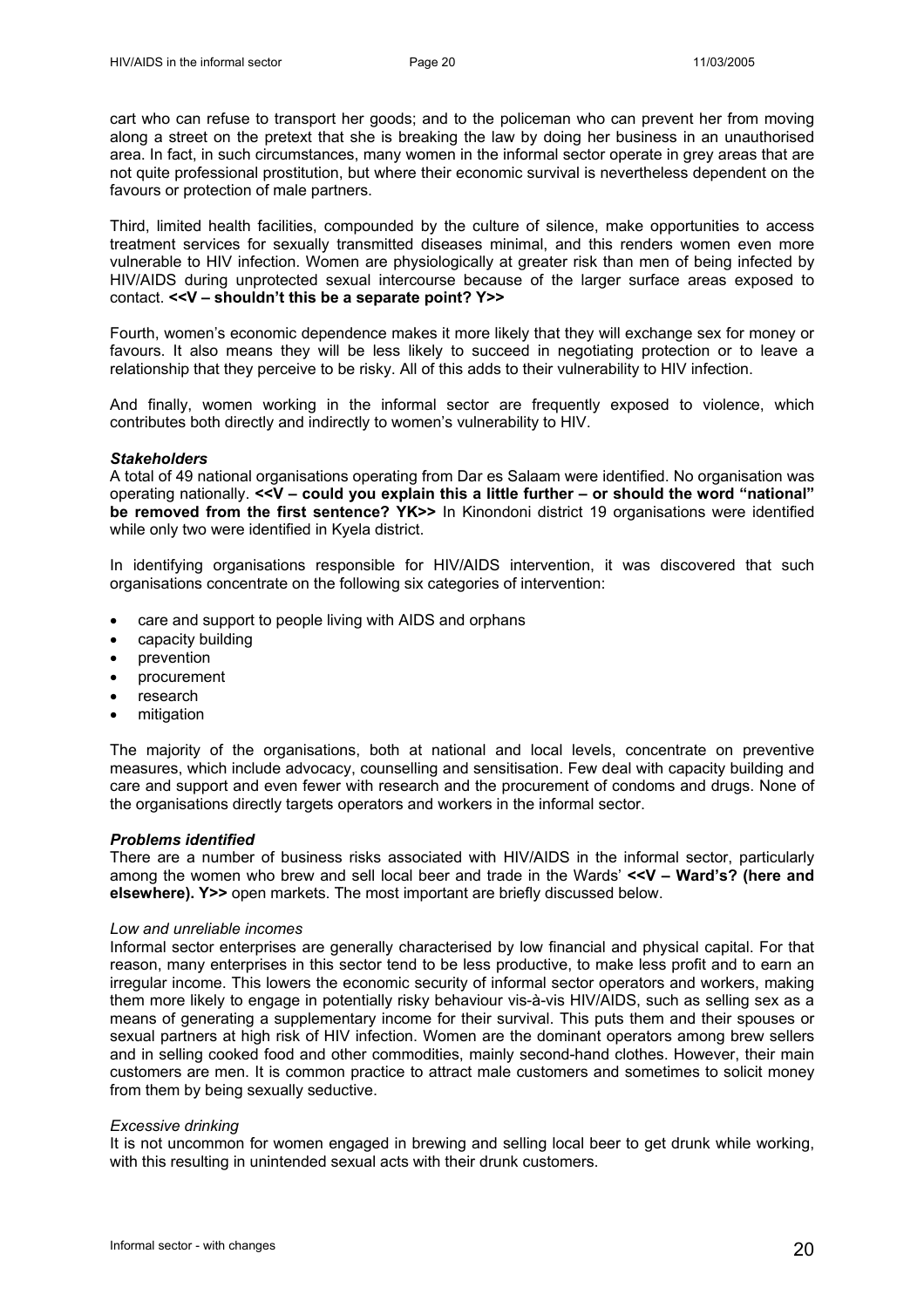cart who can refuse to transport her goods; and to the policeman who can prevent her from moving along a street on the pretext that she is breaking the law by doing her business in an unauthorised area. In fact, in such circumstances, many women in the informal sector operate in grey areas that are not quite professional prostitution, but where their economic survival is nevertheless dependent on the favours or protection of male partners.

Third, limited health facilities, compounded by the culture of silence, make opportunities to access treatment services for sexually transmitted diseases minimal, and this renders women even more vulnerable to HIV infection. Women are physiologically at greater risk than men of being infected by HIV/AIDS during unprotected sexual intercourse because of the larger surface areas exposed to contact. **<<V – shouldn't this be a separate point? Y>>**

Fourth, women's economic dependence makes it more likely that they will exchange sex for money or favours. It also means they will be less likely to succeed in negotiating protection or to leave a relationship that they perceive to be risky. All of this adds to their vulnerability to HIV infection.

And finally, women working in the informal sector are frequently exposed to violence, which contributes both directly and indirectly to women's vulnerability to HIV.

***Stakeholders***

A total of 49 national organisations operating from Dar es Salaam were identified. No organisation was operating nationally. **<<V – could you explain this a little further – or should the word "national" be removed from the first sentence? YK>>** In Kinondoni district 19 organisations were identified while only two were identified in Kyela district.

In identifying organisations responsible for HIV/AIDS intervention, it was discovered that such organisations concentrate on the following six categories of intervention:

- care and support to people living with AIDS and orphans
- capacity building
- prevention
- procurement
- research
- mitigation

The majority of the organisations, both at national and local levels, concentrate on preventive measures, which include advocacy, counselling and sensitisation. Few deal with capacity building and care and support and even fewer with research and the procurement of condoms and drugs. None of the organisations directly targets operators and workers in the informal sector.

***Problems identified***

There are a number of business risks associated with HIV/AIDS in the informal sector, particularly among the women who brew and sell local beer and trade in the Wards' **<<V – Ward's? (here and elsewhere). Y>>** open markets. The most important are briefly discussed below.

*Low and unreliable incomes*

Informal sector enterprises are generally characterised by low financial and physical capital. For that reason, many enterprises in this sector tend to be less productive, to make less profit and to earn an irregular income. This lowers the economic security of informal sector operators and workers, making them more likely to engage in potentially risky behaviour vis-à-vis HIV/AIDS, such as selling sex as a means of generating a supplementary income for their survival. This puts them and their spouses or sexual partners at high risk of HIV infection. Women are the dominant operators among brew sellers and in selling cooked food and other commodities, mainly second-hand clothes. However, their main customers are men. It is common practice to attract male customers and sometimes to solicit money from them by being sexually seductive.

*Excessive drinking*

It is not uncommon for women engaged in brewing and selling local beer to get drunk while working, with this resulting in unintended sexual acts with their drunk customers.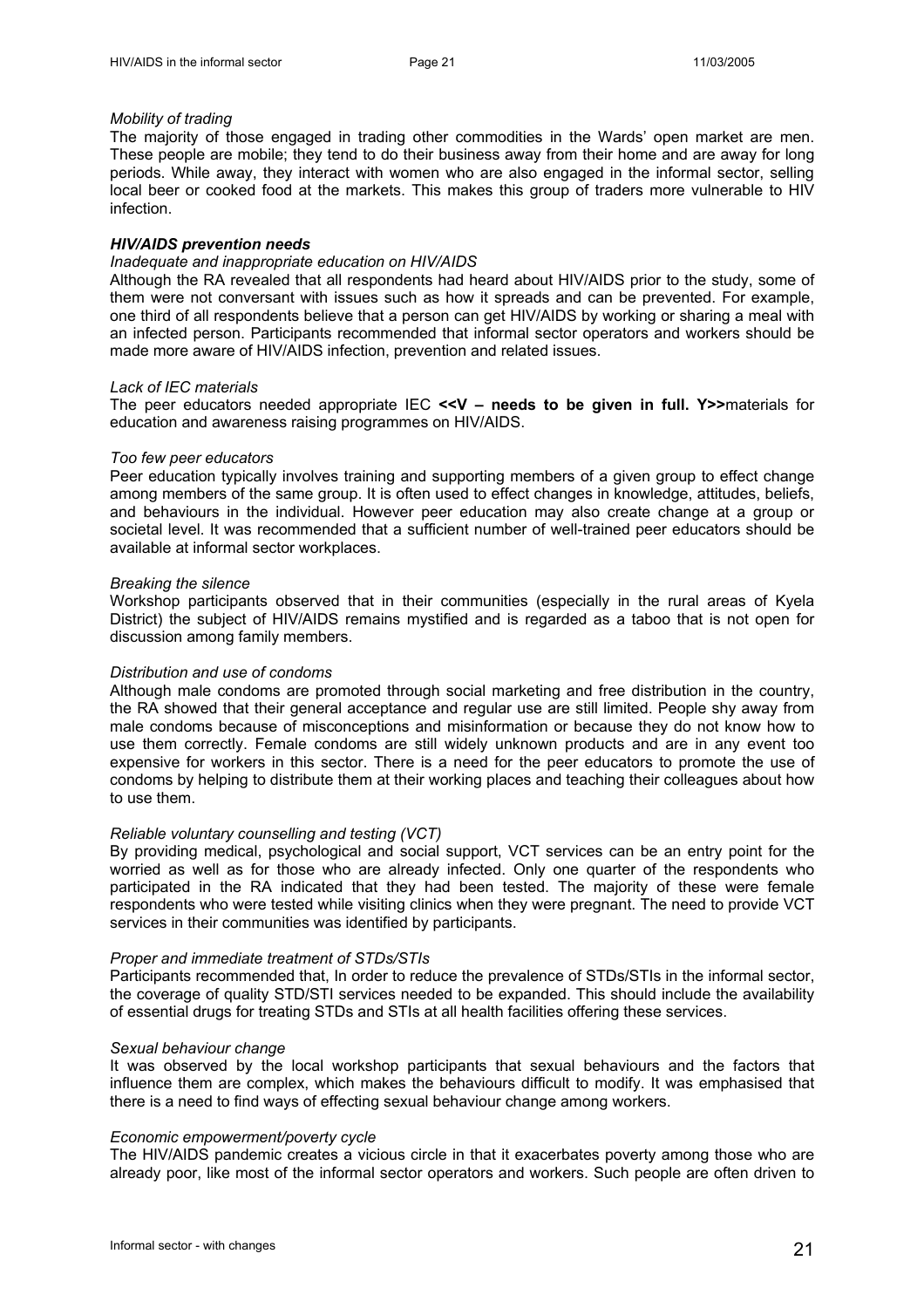*Mobility of trading*

The majority of those engaged in trading other commodities in the Wards' open market are men. These people are mobile; they tend to do their business away from their home and are away for long periods. While away, they interact with women who are also engaged in the informal sector, selling local beer or cooked food at the markets. This makes this group of traders more vulnerable to HIV infection.

***HIV/AIDS prevention needs***

*Inadequate and inappropriate education on HIV/AIDS*

Although the RA revealed that all respondents had heard about HIV/AIDS prior to the study, some of them were not conversant with issues such as how it spreads and can be prevented. For example, one third of all respondents believe that a person can get HIV/AIDS by working or sharing a meal with an infected person. Participants recommended that informal sector operators and workers should be made more aware of HIV/AIDS infection, prevention and related issues.

*Lack of IEC materials*

The peer educators needed appropriate IEC **<<V – needs to be given in full. Y>>**materials for education and awareness raising programmes on HIV/AIDS.

*Too few peer educators*

Peer education typically involves training and supporting members of a given group to effect change among members of the same group. It is often used to effect changes in knowledge, attitudes, beliefs, and behaviours in the individual. However peer education may also create change at a group or societal level. It was recommended that a sufficient number of well-trained peer educators should be available at informal sector workplaces.

*Breaking the silence*

Workshop participants observed that in their communities (especially in the rural areas of Kyela District) the subject of HIV/AIDS remains mystified and is regarded as a taboo that is not open for discussion among family members.

*Distribution and use of condoms*

Although male condoms are promoted through social marketing and free distribution in the country, the RA showed that their general acceptance and regular use are still limited. People shy away from male condoms because of misconceptions and misinformation or because they do not know how to use them correctly. Female condoms are still widely unknown products and are in any event too expensive for workers in this sector. There is a need for the peer educators to promote the use of condoms by helping to distribute them at their working places and teaching their colleagues about how to use them.

*Reliable voluntary counselling and testing (VCT)*

By providing medical, psychological and social support, VCT services can be an entry point for the worried as well as for those who are already infected. Only one quarter of the respondents who participated in the RA indicated that they had been tested. The majority of these were female respondents who were tested while visiting clinics when they were pregnant. The need to provide VCT services in their communities was identified by participants.

*Proper and immediate treatment of STDs/STIs*

Participants recommended that, In order to reduce the prevalence of STDs/STIs in the informal sector, the coverage of quality STD/STI services needed to be expanded. This should include the availability of essential drugs for treating STDs and STIs at all health facilities offering these services.

*Sexual behaviour change*

It was observed by the local workshop participants that sexual behaviours and the factors that influence them are complex, which makes the behaviours difficult to modify. It was emphasised that there is a need to find ways of effecting sexual behaviour change among workers.

*Economic empowerment/poverty cycle*

The HIV/AIDS pandemic creates a vicious circle in that it exacerbates poverty among those who are already poor, like most of the informal sector operators and workers. Such people are often driven to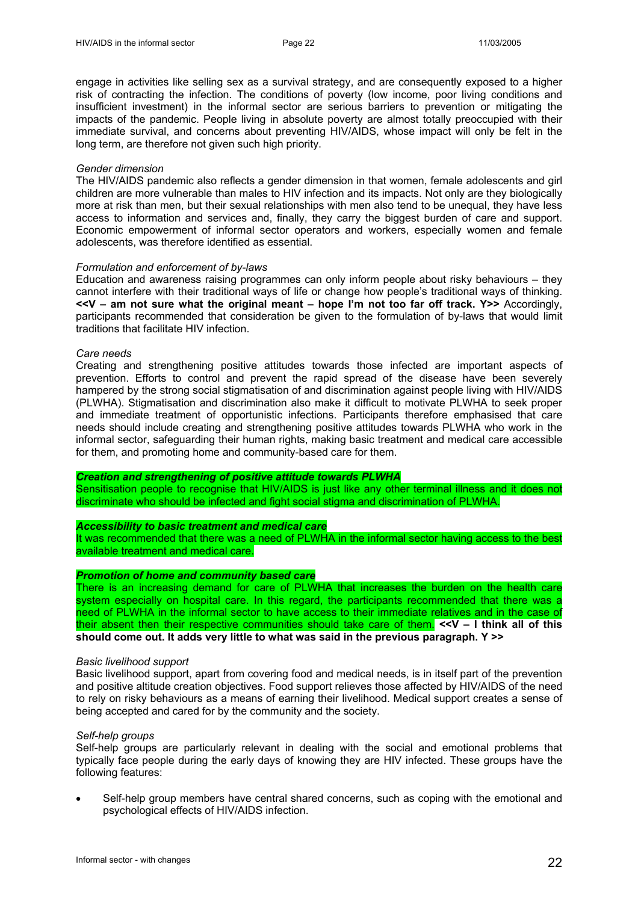engage in activities like selling sex as a survival strategy, and are consequently exposed to a higher risk of contracting the infection. The conditions of poverty (low income, poor living conditions and insufficient investment) in the informal sector are serious barriers to prevention or mitigating the impacts of the pandemic. People living in absolute poverty are almost totally preoccupied with their immediate survival, and concerns about preventing HIV/AIDS, whose impact will only be felt in the long term, are therefore not given such high priority.

*Gender dimension*

The HIV/AIDS pandemic also reflects a gender dimension in that women, female adolescents and girl children are more vulnerable than males to HIV infection and its impacts. Not only are they biologically more at risk than men, but their sexual relationships with men also tend to be unequal, they have less access to information and services and, finally, they carry the biggest burden of care and support. Economic empowerment of informal sector operators and workers, especially women and female adolescents, was therefore identified as essential.

*Formulation and enforcement of by-laws*

Education and awareness raising programmes can only inform people about risky behaviours – they cannot interfere with their traditional ways of life or change how people's traditional ways of thinking. **<<V – am not sure what the original meant – hope I'm not too far off track. Y>>** Accordingly, participants recommended that consideration be given to the formulation of by-laws that would limit traditions that facilitate HIV infection.

*Care needs*

Creating and strengthening positive attitudes towards those infected are important aspects of prevention. Efforts to control and prevent the rapid spread of the disease have been severely hampered by the strong social stigmatisation of and discrimination against people living with HIV/AIDS (PLWHA). Stigmatisation and discrimination also make it difficult to motivate PLWHA to seek proper and immediate treatment of opportunistic infections. Participants therefore emphasised that care needs should include creating and strengthening positive attitudes towards PLWHA who work in the informal sector, safeguarding their human rights, making basic treatment and medical care accessible for them, and promoting home and community-based care for them.

***Creation and strengthening of positive attitude towards PLWHA***

Sensitisation people to recognise that HIV/AIDS is just like any other terminal illness and it does not discriminate who should be infected and fight social stigma and discrimination of PLWHA.

***Accessibility to basic treatment and medical care***

It was recommended that there was a need of PLWHA in the informal sector having access to the best available treatment and medical care.

***Promotion of home and community based care***

There is an increasing demand for care of PLWHA that increases the burden on the health care system especially on hospital care. In this regard, the participants recommended that there was a need of PLWHA in the informal sector to have access to their immediate relatives and in the case of their absent then their respective communities should take care of them. **<<V – I think all of this should come out. It adds very little to what was said in the previous paragraph. Y >>**

*Basic livelihood support*

Basic livelihood support, apart from covering food and medical needs, is in itself part of the prevention and positive altitude creation objectives. Food support relieves those affected by HIV/AIDS of the need to rely on risky behaviours as a means of earning their livelihood. Medical support creates a sense of being accepted and cared for by the community and the society.

*Self-help groups*

Self-help groups are particularly relevant in dealing with the social and emotional problems that typically face people during the early days of knowing they are HIV infected. These groups have the following features:

- Self-help group members have central shared concerns, such as coping with the emotional and psychological effects of HIV/AIDS infection.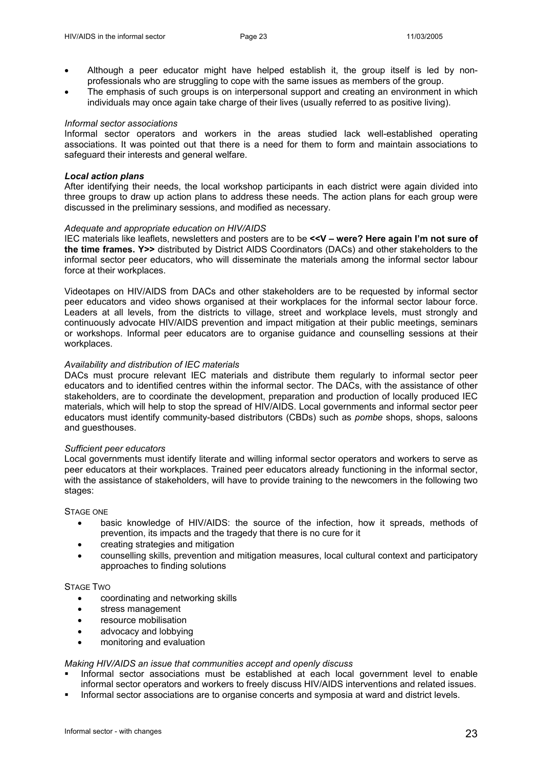- Although a peer educator might have helped establish it, the group itself is led by non-professionals who are struggling to cope with the same issues as members of the group.
- The emphasis of such groups is on interpersonal support and creating an environment in which individuals may once again take charge of their lives (usually referred to as positive living).

*Informal sector associations*

Informal sector operators and workers in the areas studied lack well-established operating associations. It was pointed out that there is a need for them to form and maintain associations to safeguard their interests and general welfare.

***Local action plans***

After identifying their needs, the local workshop participants in each district were again divided into three groups to draw up action plans to address these needs. The action plans for each group were discussed in the preliminary sessions, and modified as necessary.

*Adequate and appropriate education on HIV/AIDS*

IEC materials like leaflets, newsletters and posters are to be **<<V – were? Here again I'm not sure of the time frames. Y>>** distributed by District AIDS Coordinators (DACs) and other stakeholders to the informal sector peer educators, who will disseminate the materials among the informal sector labour force at their workplaces.

Videotapes on HIV/AIDS from DACs and other stakeholders are to be requested by informal sector peer educators and video shows organised at their workplaces for the informal sector labour force. Leaders at all levels, from the districts to village, street and workplace levels, must strongly and continuously advocate HIV/AIDS prevention and impact mitigation at their public meetings, seminars or workshops. Informal peer educators are to organise guidance and counselling sessions at their workplaces.

*Availability and distribution of IEC materials*

DACs must procure relevant IEC materials and distribute them regularly to informal sector peer educators and to identified centres within the informal sector. The DACs, with the assistance of other stakeholders, are to coordinate the development, preparation and production of locally produced IEC materials, which will help to stop the spread of HIV/AIDS. Local governments and informal sector peer educators must identify community-based distributors (CBDs) such as *pombe* shops, shops, saloons and guesthouses.

*Sufficient peer educators*

Local governments must identify literate and willing informal sector operators and workers to serve as peer educators at their workplaces. Trained peer educators already functioning in the informal sector, with the assistance of stakeholders, will have to provide training to the newcomers in the following two stages:

STAGE ONE

- basic knowledge of HIV/AIDS: the source of the infection, how it spreads, methods of prevention, its impacts and the tragedy that there is no cure for it
- creating strategies and mitigation
- counselling skills, prevention and mitigation measures, local cultural context and participatory approaches to finding solutions

STAGE TWO

- coordinating and networking skills
- stress management
- resource mobilisation
- advocacy and lobbying
- monitoring and evaluation

*Making HIV/AIDS an issue that communities accept and openly discuss*

- Informal sector associations must be established at each local government level to enable informal sector operators and workers to freely discuss HIV/AIDS interventions and related issues.
- Informal sector associations are to organise concerts and symposia at ward and district levels.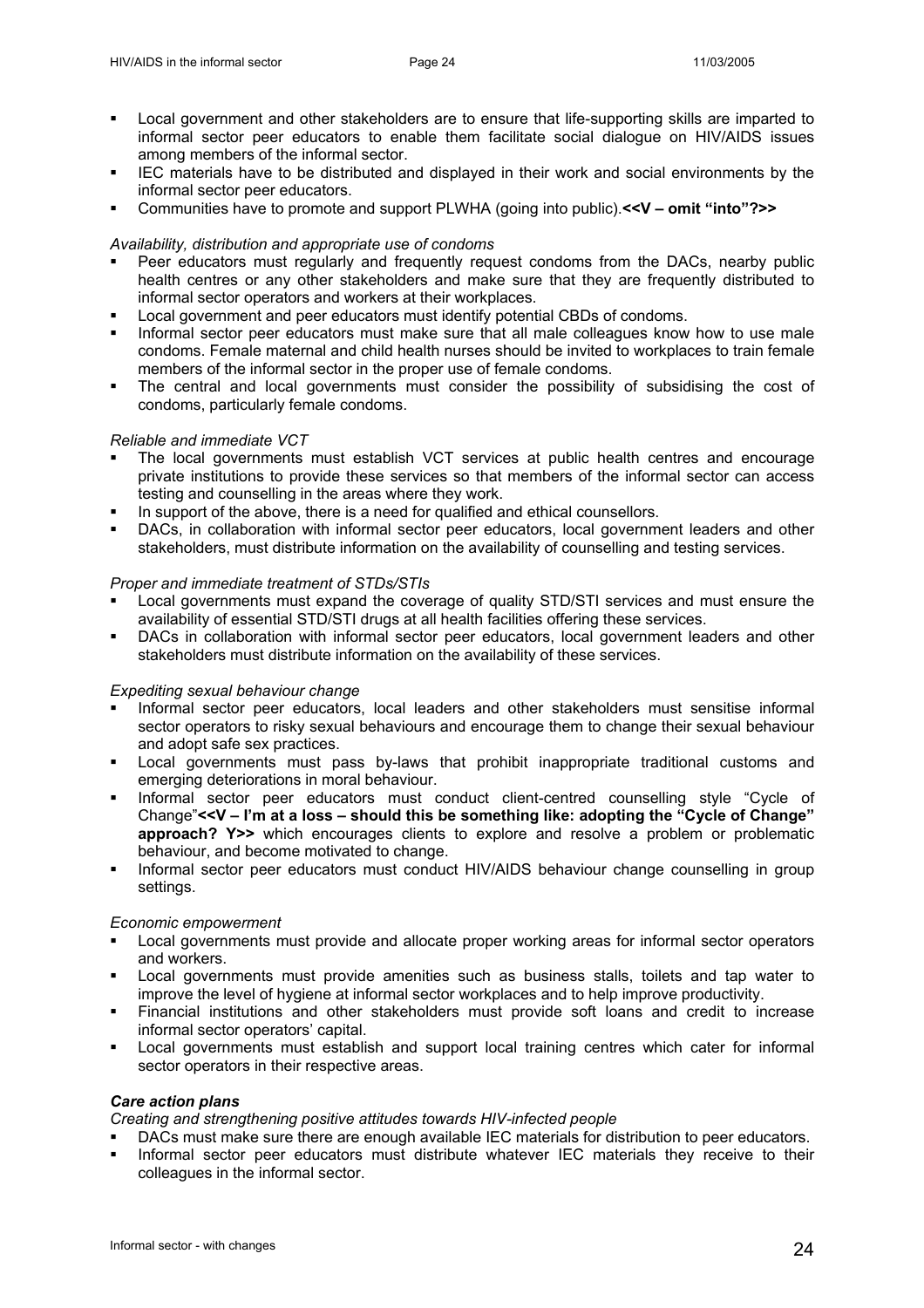- Local government and other stakeholders are to ensure that life-supporting skills are imparted to informal sector peer educators to enable them facilitate social dialogue on HIV/AIDS issues among members of the informal sector.
- IEC materials have to be distributed and displayed in their work and social environments by the informal sector peer educators.
- Communities have to promote and support PLWHA (going into public).**<<V – omit "into"?>>**

*Availability, distribution and appropriate use of condoms*

- Peer educators must regularly and frequently request condoms from the DACs, nearby public health centres or any other stakeholders and make sure that they are frequently distributed to informal sector operators and workers at their workplaces.
- Local government and peer educators must identify potential CBDs of condoms.
- Informal sector peer educators must make sure that all male colleagues know how to use male condoms. Female maternal and child health nurses should be invited to workplaces to train female members of the informal sector in the proper use of female condoms.
- The central and local governments must consider the possibility of subsidising the cost of condoms, particularly female condoms.

*Reliable and immediate VCT*

- The local governments must establish VCT services at public health centres and encourage private institutions to provide these services so that members of the informal sector can access testing and counselling in the areas where they work.
- In support of the above, there is a need for qualified and ethical counsellors.
- DACs, in collaboration with informal sector peer educators, local government leaders and other stakeholders, must distribute information on the availability of counselling and testing services.

*Proper and immediate treatment of STDs/STIs*

- Local governments must expand the coverage of quality STD/STI services and must ensure the availability of essential STD/STI drugs at all health facilities offering these services.
- DACs in collaboration with informal sector peer educators, local government leaders and other stakeholders must distribute information on the availability of these services.

*Expediting sexual behaviour change*

- Informal sector peer educators, local leaders and other stakeholders must sensitise informal sector operators to risky sexual behaviours and encourage them to change their sexual behaviour and adopt safe sex practices.
- Local governments must pass by-laws that prohibit inappropriate traditional customs and emerging deteriorations in moral behaviour.
- Informal sector peer educators must conduct client-centred counselling style "Cycle of Change"**<<V – I'm at a loss – should this be something like: adopting the "Cycle of Change" approach? Y>>** which encourages clients to explore and resolve a problem or problematic behaviour, and become motivated to change.
- Informal sector peer educators must conduct HIV/AIDS behaviour change counselling in group settings.

*Economic empowerment*

- Local governments must provide and allocate proper working areas for informal sector operators and workers.
- Local governments must provide amenities such as business stalls, toilets and tap water to improve the level of hygiene at informal sector workplaces and to help improve productivity.
- Financial institutions and other stakeholders must provide soft loans and credit to increase informal sector operators' capital.
- Local governments must establish and support local training centres which cater for informal sector operators in their respective areas.

***Care action plans***

*Creating and strengthening positive attitudes towards HIV-infected people*

- DACs must make sure there are enough available IEC materials for distribution to peer educators.
- Informal sector peer educators must distribute whatever IEC materials they receive to their colleagues in the informal sector.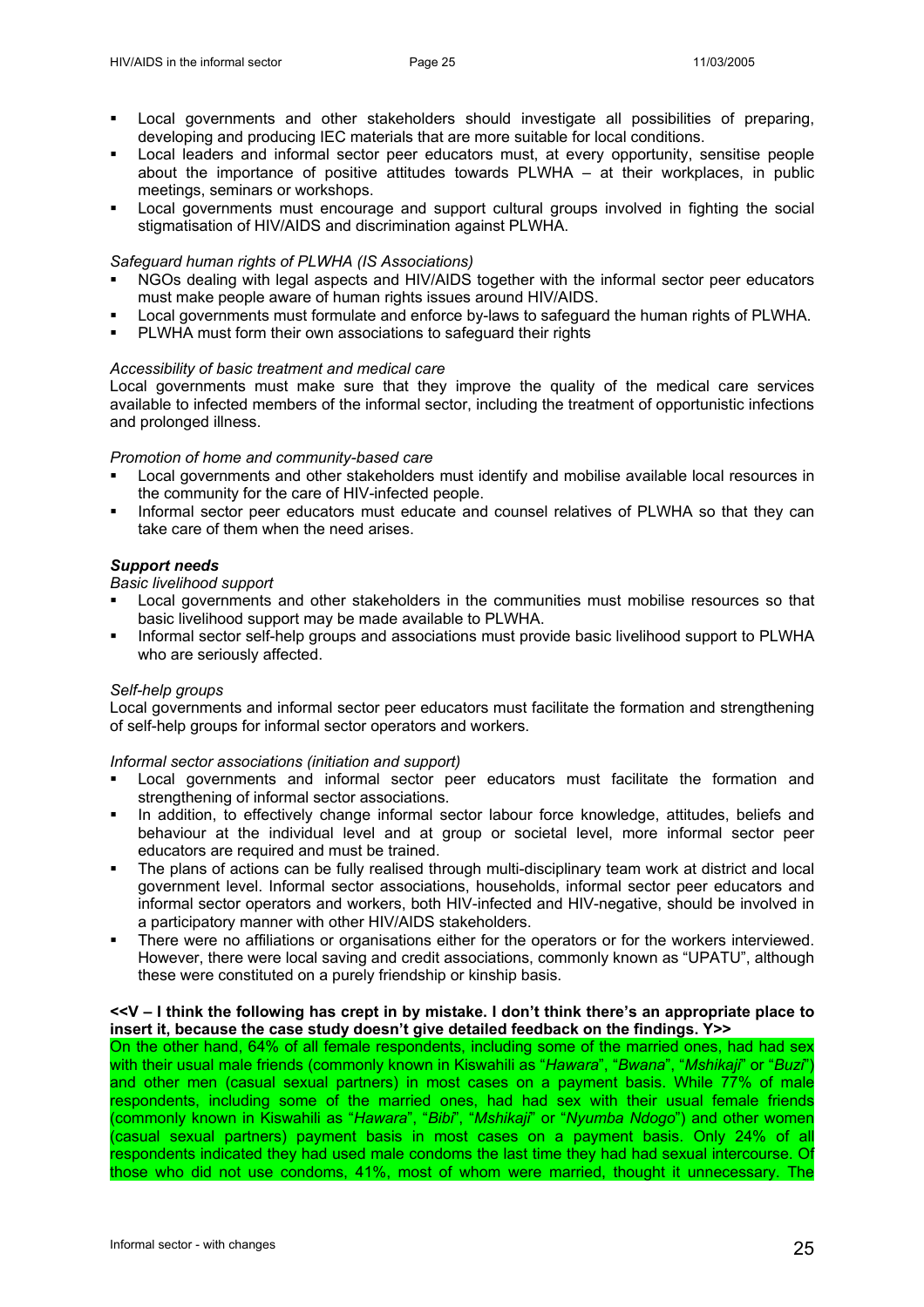- Local governments and other stakeholders should investigate all possibilities of preparing, developing and producing IEC materials that are more suitable for local conditions.
- Local leaders and informal sector peer educators must, at every opportunity, sensitise people about the importance of positive attitudes towards PLWHA – at their workplaces, in public meetings, seminars or workshops.
- Local governments must encourage and support cultural groups involved in fighting the social stigmatisation of HIV/AIDS and discrimination against PLWHA.

*Safeguard human rights of PLWHA (IS Associations)*

- NGOs dealing with legal aspects and HIV/AIDS together with the informal sector peer educators must make people aware of human rights issues around HIV/AIDS.
- Local governments must formulate and enforce by-laws to safeguard the human rights of PLWHA.
- PLWHA must form their own associations to safeguard their rights

*Accessibility of basic treatment and medical care*

Local governments must make sure that they improve the quality of the medical care services available to infected members of the informal sector, including the treatment of opportunistic infections and prolonged illness.

*Promotion of home and community-based care*

- Local governments and other stakeholders must identify and mobilise available local resources in the community for the care of HIV-infected people.
- Informal sector peer educators must educate and counsel relatives of PLWHA so that they can take care of them when the need arises.

***Support needs***

*Basic livelihood support*

- Local governments and other stakeholders in the communities must mobilise resources so that basic livelihood support may be made available to PLWHA.
- Informal sector self-help groups and associations must provide basic livelihood support to PLWHA who are seriously affected.

*Self-help groups*

Local governments and informal sector peer educators must facilitate the formation and strengthening of self-help groups for informal sector operators and workers.

*Informal sector associations (initiation and support)*

- Local governments and informal sector peer educators must facilitate the formation and strengthening of informal sector associations.
- In addition, to effectively change informal sector labour force knowledge, attitudes, beliefs and behaviour at the individual level and at group or societal level, more informal sector peer educators are required and must be trained.
- The plans of actions can be fully realised through multi-disciplinary team work at district and local government level. Informal sector associations, households, informal sector peer educators and informal sector operators and workers, both HIV-infected and HIV-negative, should be involved in a participatory manner with other HIV/AIDS stakeholders.
- There were no affiliations or organisations either for the operators or for the workers interviewed. However, there were local saving and credit associations, commonly known as "UPATU", although these were constituted on a purely friendship or kinship basis.

**<<V – I think the following has crept in by mistake. I don't think there's an appropriate place to insert it, because the case study doesn't give detailed feedback on the findings. Y>>**

On the other hand, 64% of all female respondents, including some of the married ones, had had sex with their usual male friends (commonly known in Kiswahili as "*Hawara*", "*Bwana*", "*Mshikaji*" or "*Buzi*") and other men (casual sexual partners) in most cases on a payment basis. While 77% of male respondents, including some of the married ones, had had sex with their usual female friends (commonly known in Kiswahili as "*Hawara*", "*Bibi*", "*Mshikaji*" or "*Nyumba Ndogo*") and other women (casual sexual partners) payment basis in most cases on a payment basis. Only 24% of all respondents indicated they had used male condoms the last time they had had sexual intercourse. Of those who did not use condoms, 41%, most of whom were married, thought it unnecessary. The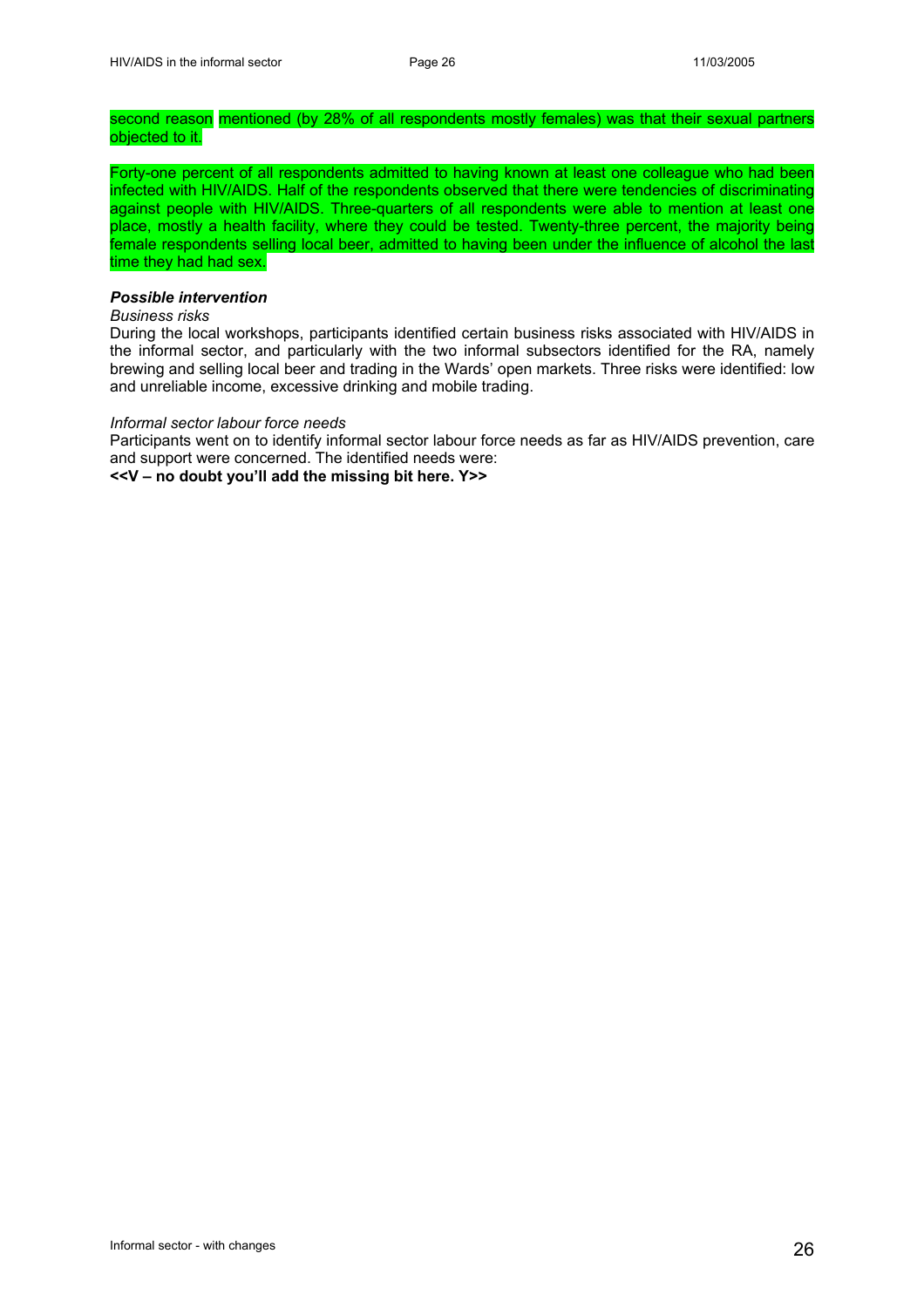second reason mentioned (by 28% of all respondents mostly females) was that their sexual partners objected to it.

Forty-one percent of all respondents admitted to having known at least one colleague who had been infected with HIV/AIDS. Half of the respondents observed that there were tendencies of discriminating against people with HIV/AIDS. Three-quarters of all respondents were able to mention at least one place, mostly a health facility, where they could be tested. Twenty-three percent, the majority being female respondents selling local beer, admitted to having been under the influence of alcohol the last time they had had sex.

***Possible intervention***

*Business risks*

During the local workshops, participants identified certain business risks associated with HIV/AIDS in the informal sector, and particularly with the two informal subsectors identified for the RA, namely brewing and selling local beer and trading in the Wards' open markets. Three risks were identified: low and unreliable income, excessive drinking and mobile trading.

*Informal sector labour force needs*

Participants went on to identify informal sector labour force needs as far as HIV/AIDS prevention, care and support were concerned. The identified needs were:

**<<V – no doubt you'll add the missing bit here. Y>>**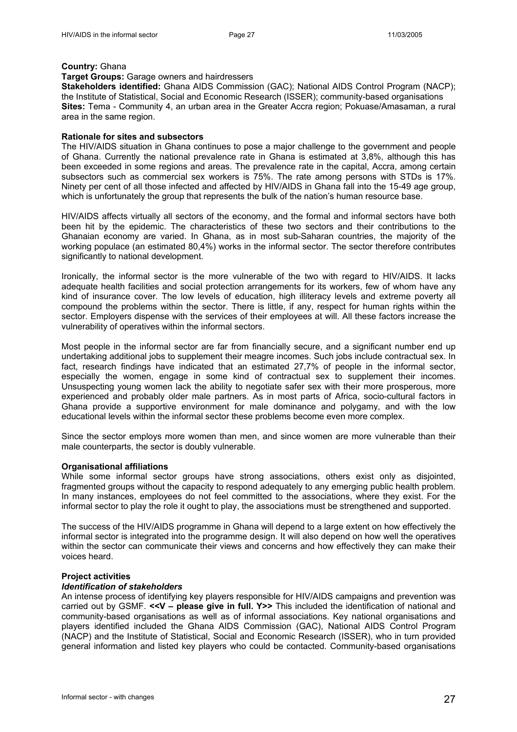**Country:** Ghana

**Target Groups:** Garage owners and hairdressers

**Stakeholders identified:** Ghana AIDS Commission (GAC); National AIDS Control Program (NACP); the Institute of Statistical, Social and Economic Research (ISSER); community-based organisations

**Sites:** Tema - Community 4, an urban area in the Greater Accra region; Pokuase/Amasaman, a rural area in the same region.

**Rationale for sites and subsectors**

The HIV/AIDS situation in Ghana continues to pose a major challenge to the government and people of Ghana. Currently the national prevalence rate in Ghana is estimated at 3,8%, although this has been exceeded in some regions and areas. The prevalence rate in the capital, Accra, among certain subsectors such as commercial sex workers is 75%. The rate among persons with STDs is 17%. Ninety per cent of all those infected and affected by HIV/AIDS in Ghana fall into the 15-49 age group, which is unfortunately the group that represents the bulk of the nation's human resource base.

HIV/AIDS affects virtually all sectors of the economy, and the formal and informal sectors have both been hit by the epidemic. The characteristics of these two sectors and their contributions to the Ghanaian economy are varied. In Ghana, as in most sub-Saharan countries, the majority of the working populace (an estimated 80,4%) works in the informal sector. The sector therefore contributes significantly to national development.

Ironically, the informal sector is the more vulnerable of the two with regard to HIV/AIDS. It lacks adequate health facilities and social protection arrangements for its workers, few of whom have any kind of insurance cover. The low levels of education, high illiteracy levels and extreme poverty all compound the problems within the sector. There is little, if any, respect for human rights within the sector. Employers dispense with the services of their employees at will. All these factors increase the vulnerability of operatives within the informal sectors.

Most people in the informal sector are far from financially secure, and a significant number end up undertaking additional jobs to supplement their meagre incomes. Such jobs include contractual sex. In fact, research findings have indicated that an estimated 27,7% of people in the informal sector, especially the women, engage in some kind of contractual sex to supplement their incomes. Unsuspecting young women lack the ability to negotiate safer sex with their more prosperous, more experienced and probably older male partners. As in most parts of Africa, socio-cultural factors in Ghana provide a supportive environment for male dominance and polygamy, and with the low educational levels within the informal sector these problems become even more complex.

Since the sector employs more women than men, and since women are more vulnerable than their male counterparts, the sector is doubly vulnerable.

**Organisational affiliations**

While some informal sector groups have strong associations, others exist only as disjointed, fragmented groups without the capacity to respond adequately to any emerging public health problem. In many instances, employees do not feel committed to the associations, where they exist. For the informal sector to play the role it ought to play, the associations must be strengthened and supported.

The success of the HIV/AIDS programme in Ghana will depend to a large extent on how effectively the informal sector is integrated into the programme design. It will also depend on how well the operatives within the sector can communicate their views and concerns and how effectively they can make their voices heard.

**Project activities**

***Identification of stakeholders***

An intense process of identifying key players responsible for HIV/AIDS campaigns and prevention was carried out by GSMF. **<<V – please give in full. Y>>** This included the identification of national and community-based organisations as well as of informal associations. Key national organisations and players identified included the Ghana AIDS Commission (GAC), National AIDS Control Program (NACP) and the Institute of Statistical, Social and Economic Research (ISSER), who in turn provided general information and listed key players who could be contacted. Community-based organisations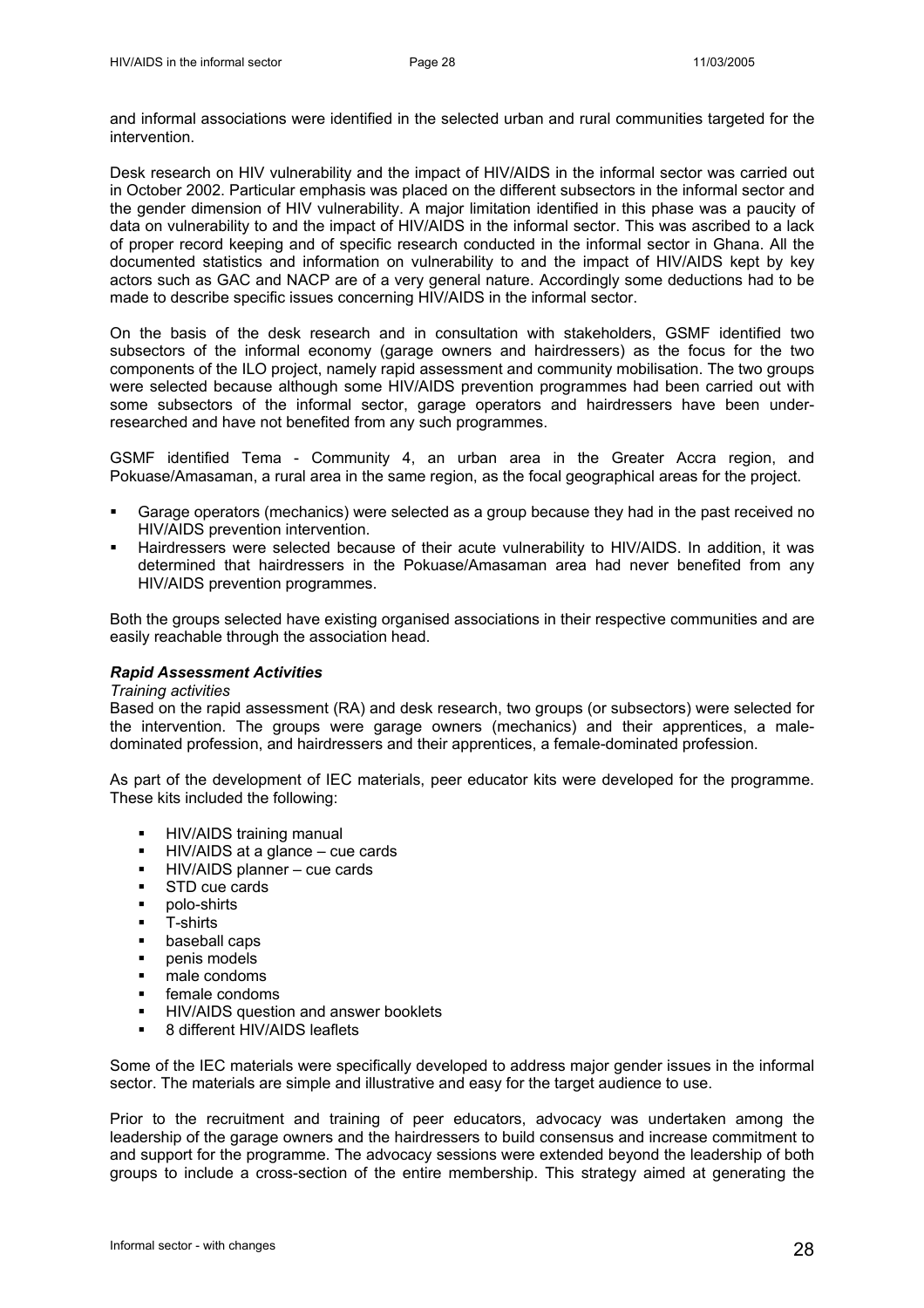and informal associations were identified in the selected urban and rural communities targeted for the intervention.

Desk research on HIV vulnerability and the impact of HIV/AIDS in the informal sector was carried out in October 2002. Particular emphasis was placed on the different subsectors in the informal sector and the gender dimension of HIV vulnerability. A major limitation identified in this phase was a paucity of data on vulnerability to and the impact of HIV/AIDS in the informal sector. This was ascribed to a lack of proper record keeping and of specific research conducted in the informal sector in Ghana. All the documented statistics and information on vulnerability to and the impact of HIV/AIDS kept by key actors such as GAC and NACP are of a very general nature. Accordingly some deductions had to be made to describe specific issues concerning HIV/AIDS in the informal sector.

On the basis of the desk research and in consultation with stakeholders, GSMF identified two subsectors of the informal economy (garage owners and hairdressers) as the focus for the two components of the ILO project, namely rapid assessment and community mobilisation. The two groups were selected because although some HIV/AIDS prevention programmes had been carried out with some subsectors of the informal sector, garage operators and hairdressers have been under-researched and have not benefited from any such programmes.

GSMF identified Tema - Community 4, an urban area in the Greater Accra region, and Pokuase/Amasaman, a rural area in the same region, as the focal geographical areas for the project.

- Garage operators (mechanics) were selected as a group because they had in the past received no HIV/AIDS prevention intervention.
- Hairdressers were selected because of their acute vulnerability to HIV/AIDS. In addition, it was determined that hairdressers in the Pokuase/Amasaman area had never benefited from any HIV/AIDS prevention programmes.

Both the groups selected have existing organised associations in their respective communities and are easily reachable through the association head.

***Rapid Assessment Activities***

*Training activities*

Based on the rapid assessment (RA) and desk research, two groups (or subsectors) were selected for the intervention. The groups were garage owners (mechanics) and their apprentices, a male-dominated profession, and hairdressers and their apprentices, a female-dominated profession.

As part of the development of IEC materials, peer educator kits were developed for the programme. These kits included the following:

- HIV/AIDS training manual
- HIV/AIDS at a glance – cue cards
- HIV/AIDS planner – cue cards
- STD cue cards
- polo-shirts
- T-shirts
- baseball caps
- penis models
- male condoms
- female condoms
- HIV/AIDS question and answer booklets
- 8 different HIV/AIDS leaflets

Some of the IEC materials were specifically developed to address major gender issues in the informal sector. The materials are simple and illustrative and easy for the target audience to use.

Prior to the recruitment and training of peer educators, advocacy was undertaken among the leadership of the garage owners and the hairdressers to build consensus and increase commitment to and support for the programme. The advocacy sessions were extended beyond the leadership of both groups to include a cross-section of the entire membership. This strategy aimed at generating the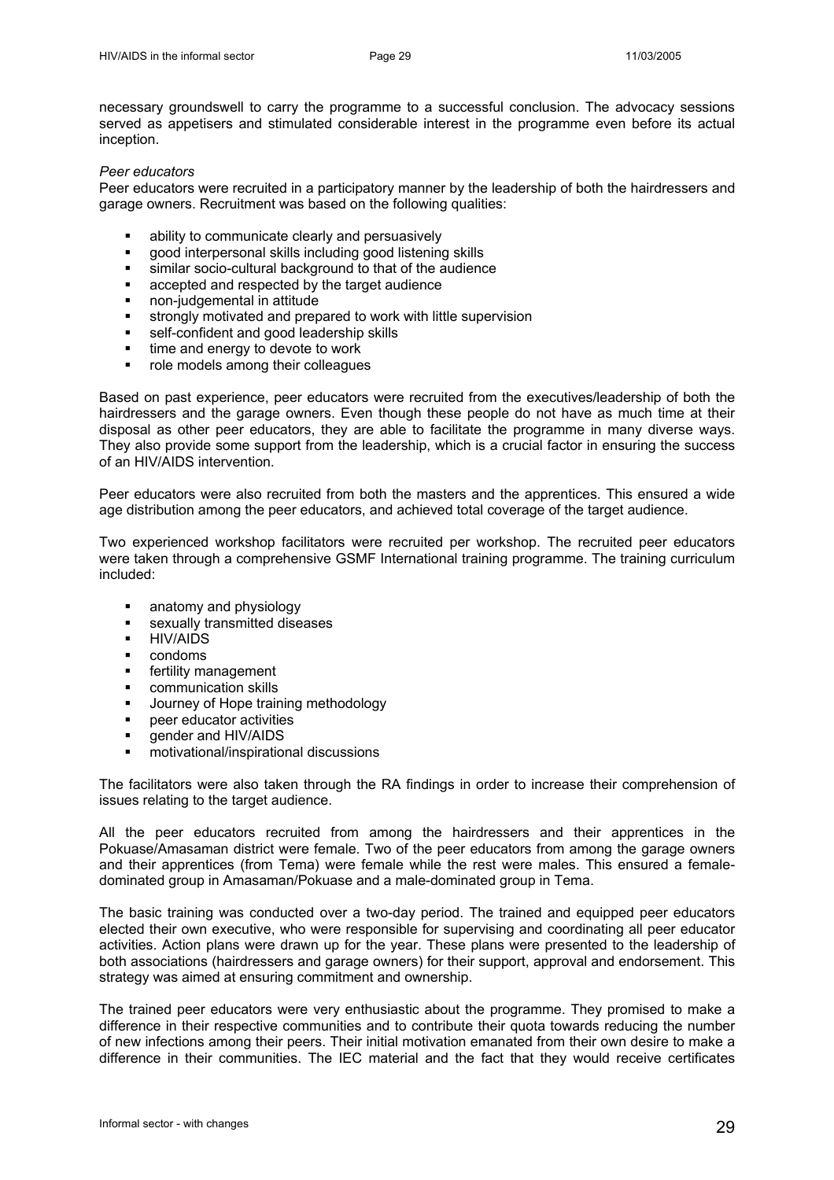necessary groundswell to carry the programme to a successful conclusion. The advocacy sessions served as appetisers and stimulated considerable interest in the programme even before its actual inception.

*Peer educators*

Peer educators were recruited in a participatory manner by the leadership of both the hairdressers and garage owners. Recruitment was based on the following qualities:

- ability to communicate clearly and persuasively
- good interpersonal skills including good listening skills
- similar socio-cultural background to that of the audience
- accepted and respected by the target audience
- non-judgemental in attitude
- strongly motivated and prepared to work with little supervision
- self-confident and good leadership skills
- time and energy to devote to work
- role models among their colleagues

Based on past experience, peer educators were recruited from the executives/leadership of both the hairdressers and the garage owners. Even though these people do not have as much time at their disposal as other peer educators, they are able to facilitate the programme in many diverse ways. They also provide some support from the leadership, which is a crucial factor in ensuring the success of an HIV/AIDS intervention.

Peer educators were also recruited from both the masters and the apprentices. This ensured a wide age distribution among the peer educators, and achieved total coverage of the target audience.

Two experienced workshop facilitators were recruited per workshop. The recruited peer educators were taken through a comprehensive GSMF International training programme. The training curriculum included:

- anatomy and physiology
- sexually transmitted diseases
- HIV/AIDS
- condoms
- fertility management
- communication skills
- Journey of Hope training methodology
- peer educator activities
- gender and HIV/AIDS
- motivational/inspirational discussions

The facilitators were also taken through the RA findings in order to increase their comprehension of issues relating to the target audience.

All the peer educators recruited from among the hairdressers and their apprentices in the Pokuase/Amasaman district were female. Two of the peer educators from among the garage owners and their apprentices (from Tema) were female while the rest were males. This ensured a female-dominated group in Amasaman/Pokuase and a male-dominated group in Tema.

The basic training was conducted over a two-day period. The trained and equipped peer educators elected their own executive, who were responsible for supervising and coordinating all peer educator activities. Action plans were drawn up for the year. These plans were presented to the leadership of both associations (hairdressers and garage owners) for their support, approval and endorsement. This strategy was aimed at ensuring commitment and ownership.

The trained peer educators were very enthusiastic about the programme. They promised to make a difference in their respective communities and to contribute their quota towards reducing the number of new infections among their peers. Their initial motivation emanated from their own desire to make a difference in their communities. The IEC material and the fact that they would receive certificates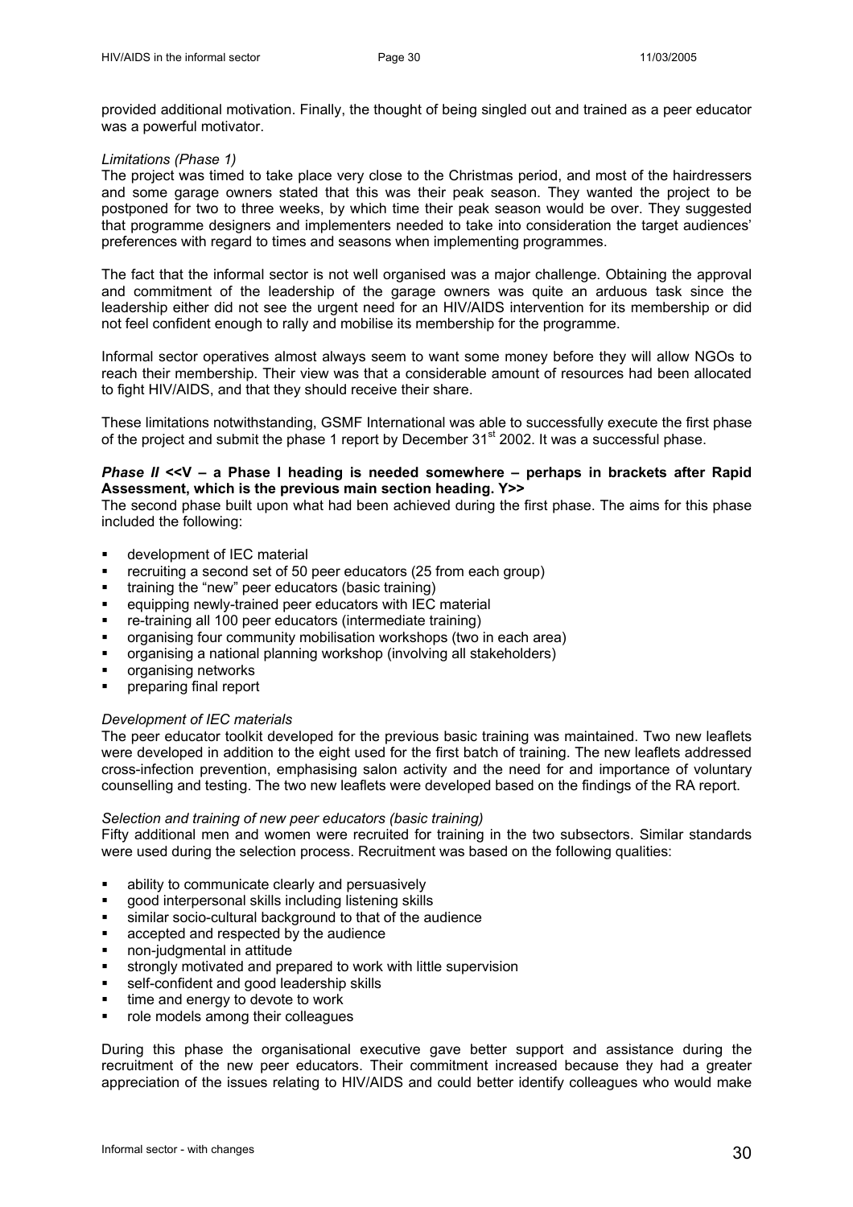provided additional motivation. Finally, the thought of being singled out and trained as a peer educator was a powerful motivator.

*Limitations (Phase 1)*

The project was timed to take place very close to the Christmas period, and most of the hairdressers and some garage owners stated that this was their peak season. They wanted the project to be postponed for two to three weeks, by which time their peak season would be over. They suggested that programme designers and implementers needed to take into consideration the target audiences' preferences with regard to times and seasons when implementing programmes.

The fact that the informal sector is not well organised was a major challenge. Obtaining the approval and commitment of the leadership of the garage owners was quite an arduous task since the leadership either did not see the urgent need for an HIV/AIDS intervention for its membership or did not feel confident enough to rally and mobilise its membership for the programme.

Informal sector operatives almost always seem to want some money before they will allow NGOs to reach their membership. Their view was that a considerable amount of resources had been allocated to fight HIV/AIDS, and that they should receive their share.

These limitations notwithstanding, GSMF International was able to successfully execute the first phase of the project and submit the phase 1 report by December 31st 2002. It was a successful phase.

***Phase II* <<V – a Phase I heading is needed somewhere – perhaps in brackets after Rapid Assessment, which is the previous main section heading. Y>>**

The second phase built upon what had been achieved during the first phase. The aims for this phase included the following:

- development of IEC material
- recruiting a second set of 50 peer educators (25 from each group)
- training the "new" peer educators (basic training)
- equipping newly-trained peer educators with IEC material
- re-training all 100 peer educators (intermediate training)
- organising four community mobilisation workshops (two in each area)
- organising a national planning workshop (involving all stakeholders)
- organising networks
- preparing final report

*Development of IEC materials*

The peer educator toolkit developed for the previous basic training was maintained. Two new leaflets were developed in addition to the eight used for the first batch of training. The new leaflets addressed cross-infection prevention, emphasising salon activity and the need for and importance of voluntary counselling and testing. The two new leaflets were developed based on the findings of the RA report.

*Selection and training of new peer educators (basic training)*

Fifty additional men and women were recruited for training in the two subsectors. Similar standards were used during the selection process. Recruitment was based on the following qualities:

- ability to communicate clearly and persuasively
- good interpersonal skills including listening skills
- similar socio-cultural background to that of the audience
- accepted and respected by the audience
- non-judgmental in attitude
- strongly motivated and prepared to work with little supervision
- self-confident and good leadership skills
- time and energy to devote to work
- role models among their colleagues

During this phase the organisational executive gave better support and assistance during the recruitment of the new peer educators. Their commitment increased because they had a greater appreciation of the issues relating to HIV/AIDS and could better identify colleagues who would make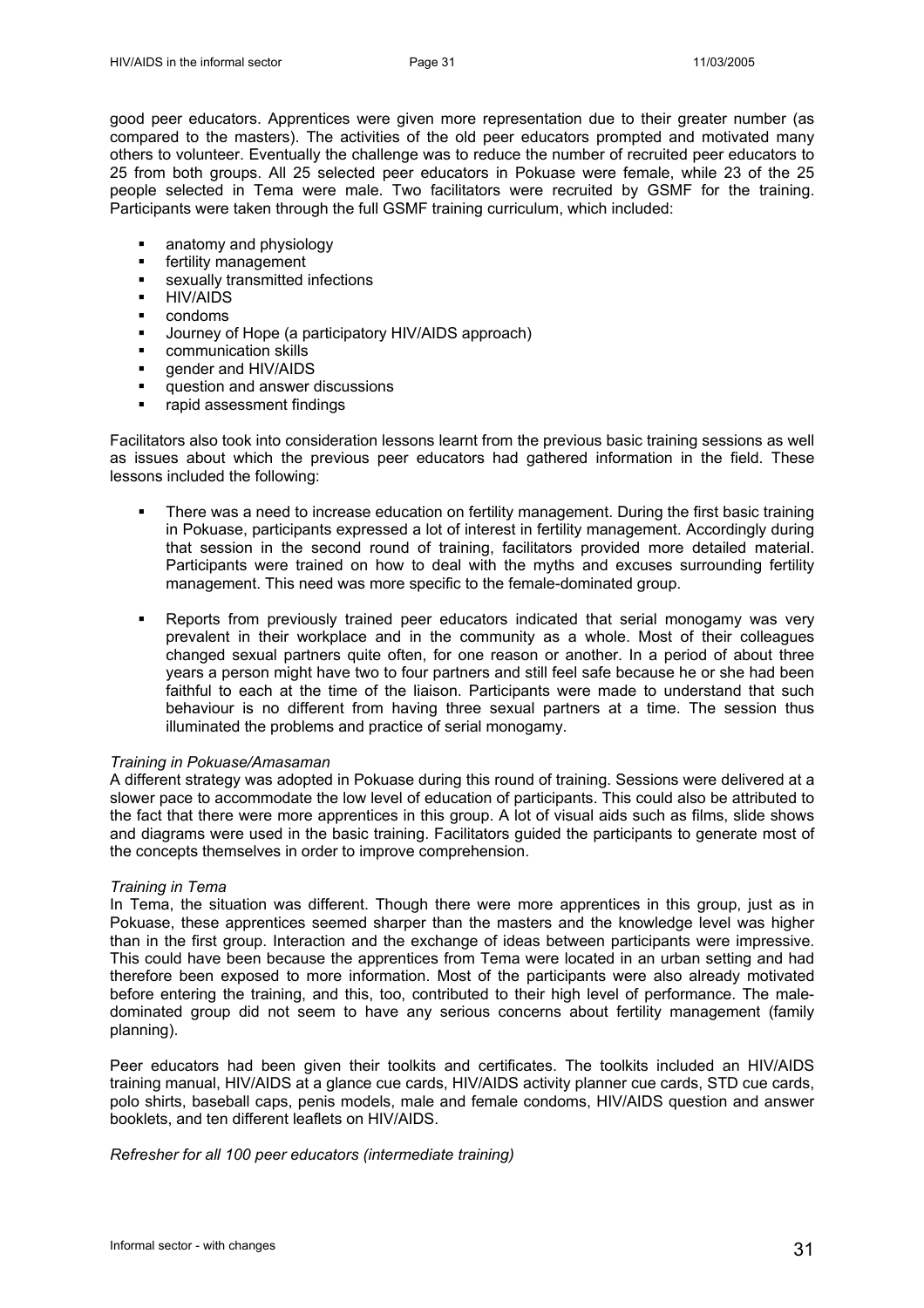good peer educators. Apprentices were given more representation due to their greater number (as compared to the masters). The activities of the old peer educators prompted and motivated many others to volunteer. Eventually the challenge was to reduce the number of recruited peer educators to 25 from both groups. All 25 selected peer educators in Pokuase were female, while 23 of the 25 people selected in Tema were male. Two facilitators were recruited by GSMF for the training. Participants were taken through the full GSMF training curriculum, which included:

- anatomy and physiology
- fertility management
- sexually transmitted infections
- HIV/AIDS
- condoms
- Journey of Hope (a participatory HIV/AIDS approach)
- communication skills
- gender and HIV/AIDS
- question and answer discussions
- rapid assessment findings

Facilitators also took into consideration lessons learnt from the previous basic training sessions as well as issues about which the previous peer educators had gathered information in the field. These lessons included the following:

- There was a need to increase education on fertility management. During the first basic training in Pokuase, participants expressed a lot of interest in fertility management. Accordingly during that session in the second round of training, facilitators provided more detailed material. Participants were trained on how to deal with the myths and excuses surrounding fertility management. This need was more specific to the female-dominated group.
- Reports from previously trained peer educators indicated that serial monogamy was very prevalent in their workplace and in the community as a whole. Most of their colleagues changed sexual partners quite often, for one reason or another. In a period of about three years a person might have two to four partners and still feel safe because he or she had been faithful to each at the time of the liaison. Participants were made to understand that such behaviour is no different from having three sexual partners at a time. The session thus illuminated the problems and practice of serial monogamy.

*Training in Pokuase/Amasaman*

A different strategy was adopted in Pokuase during this round of training. Sessions were delivered at a slower pace to accommodate the low level of education of participants. This could also be attributed to the fact that there were more apprentices in this group. A lot of visual aids such as films, slide shows and diagrams were used in the basic training. Facilitators guided the participants to generate most of the concepts themselves in order to improve comprehension.

*Training in Tema*

In Tema, the situation was different. Though there were more apprentices in this group, just as in Pokuase, these apprentices seemed sharper than the masters and the knowledge level was higher than in the first group. Interaction and the exchange of ideas between participants were impressive. This could have been because the apprentices from Tema were located in an urban setting and had therefore been exposed to more information. Most of the participants were also already motivated before entering the training, and this, too, contributed to their high level of performance. The male-dominated group did not seem to have any serious concerns about fertility management (family planning).

Peer educators had been given their toolkits and certificates. The toolkits included an HIV/AIDS training manual, HIV/AIDS at a glance cue cards, HIV/AIDS activity planner cue cards, STD cue cards, polo shirts, baseball caps, penis models, male and female condoms, HIV/AIDS question and answer booklets, and ten different leaflets on HIV/AIDS.

*Refresher for all 100 peer educators (intermediate training)*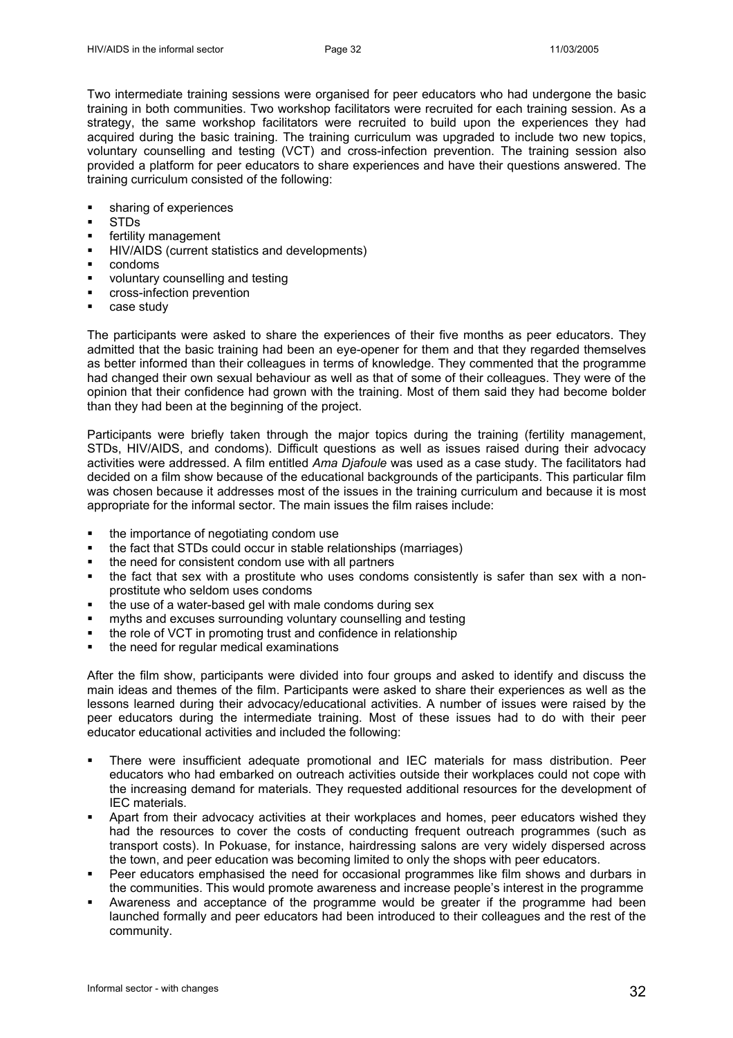Two intermediate training sessions were organised for peer educators who had undergone the basic training in both communities. Two workshop facilitators were recruited for each training session. As a strategy, the same workshop facilitators were recruited to build upon the experiences they had acquired during the basic training. The training curriculum was upgraded to include two new topics, voluntary counselling and testing (VCT) and cross-infection prevention. The training session also provided a platform for peer educators to share experiences and have their questions answered. The training curriculum consisted of the following:

- sharing of experiences
- STDs
- fertility management
- HIV/AIDS (current statistics and developments)
- condoms
- voluntary counselling and testing
- cross-infection prevention
- case study

The participants were asked to share the experiences of their five months as peer educators. They admitted that the basic training had been an eye-opener for them and that they regarded themselves as better informed than their colleagues in terms of knowledge. They commented that the programme had changed their own sexual behaviour as well as that of some of their colleagues. They were of the opinion that their confidence had grown with the training. Most of them said they had become bolder than they had been at the beginning of the project.

Participants were briefly taken through the major topics during the training (fertility management, STDs, HIV/AIDS, and condoms). Difficult questions as well as issues raised during their advocacy activities were addressed. A film entitled *Ama Djafoule* was used as a case study. The facilitators had decided on a film show because of the educational backgrounds of the participants. This particular film was chosen because it addresses most of the issues in the training curriculum and because it is most appropriate for the informal sector. The main issues the film raises include:

- the importance of negotiating condom use
- the fact that STDs could occur in stable relationships (marriages)
- the need for consistent condom use with all partners
- the fact that sex with a prostitute who uses condoms consistently is safer than sex with a non-prostitute who seldom uses condoms
- the use of a water-based gel with male condoms during sex
- myths and excuses surrounding voluntary counselling and testing
- the role of VCT in promoting trust and confidence in relationship
- the need for regular medical examinations

After the film show, participants were divided into four groups and asked to identify and discuss the main ideas and themes of the film. Participants were asked to share their experiences as well as the lessons learned during their advocacy/educational activities. A number of issues were raised by the peer educators during the intermediate training. Most of these issues had to do with their peer educator educational activities and included the following:

- There were insufficient adequate promotional and IEC materials for mass distribution. Peer educators who had embarked on outreach activities outside their workplaces could not cope with the increasing demand for materials. They requested additional resources for the development of IEC materials.
- Apart from their advocacy activities at their workplaces and homes, peer educators wished they had the resources to cover the costs of conducting frequent outreach programmes (such as transport costs). In Pokuase, for instance, hairdressing salons are very widely dispersed across the town, and peer education was becoming limited to only the shops with peer educators.
- Peer educators emphasised the need for occasional programmes like film shows and durbars in the communities. This would promote awareness and increase people's interest in the programme
- Awareness and acceptance of the programme would be greater if the programme had been launched formally and peer educators had been introduced to their colleagues and the rest of the community.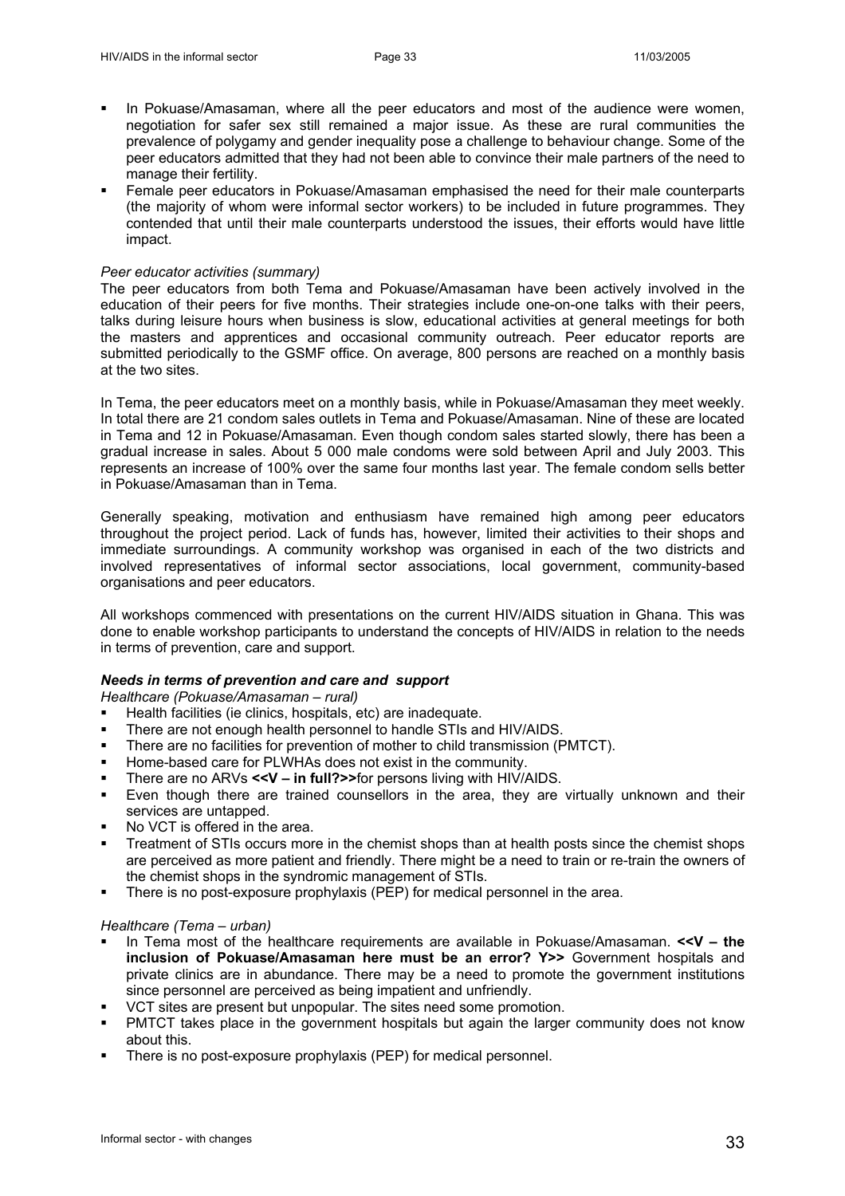- In Pokuase/Amasaman, where all the peer educators and most of the audience were women, negotiation for safer sex still remained a major issue. As these are rural communities the prevalence of polygamy and gender inequality pose a challenge to behaviour change. Some of the peer educators admitted that they had not been able to convince their male partners of the need to manage their fertility.
- Female peer educators in Pokuase/Amasaman emphasised the need for their male counterparts (the majority of whom were informal sector workers) to be included in future programmes. They contended that until their male counterparts understood the issues, their efforts would have little impact.

*Peer educator activities (summary)*

The peer educators from both Tema and Pokuase/Amasaman have been actively involved in the education of their peers for five months. Their strategies include one-on-one talks with their peers, talks during leisure hours when business is slow, educational activities at general meetings for both the masters and apprentices and occasional community outreach. Peer educator reports are submitted periodically to the GSMF office. On average, 800 persons are reached on a monthly basis at the two sites.

In Tema, the peer educators meet on a monthly basis, while in Pokuase/Amasaman they meet weekly. In total there are 21 condom sales outlets in Tema and Pokuase/Amasaman. Nine of these are located in Tema and 12 in Pokuase/Amasaman. Even though condom sales started slowly, there has been a gradual increase in sales. About 5 000 male condoms were sold between April and July 2003. This represents an increase of 100% over the same four months last year. The female condom sells better in Pokuase/Amasaman than in Tema.

Generally speaking, motivation and enthusiasm have remained high among peer educators throughout the project period. Lack of funds has, however, limited their activities to their shops and immediate surroundings. A community workshop was organised in each of the two districts and involved representatives of informal sector associations, local government, community-based organisations and peer educators.

All workshops commenced with presentations on the current HIV/AIDS situation in Ghana. This was done to enable workshop participants to understand the concepts of HIV/AIDS in relation to the needs in terms of prevention, care and support.

***Needs in terms of prevention and care and support***

*Healthcare (Pokuase/Amasaman – rural)*

- Health facilities (ie clinics, hospitals, etc) are inadequate.
- There are not enough health personnel to handle STIs and HIV/AIDS.
- There are no facilities for prevention of mother to child transmission (PMTCT).
- Home-based care for PLWHAs does not exist in the community.
- There are no ARVs **<<V – in full?>>**for persons living with HIV/AIDS.
- Even though there are trained counsellors in the area, they are virtually unknown and their services are untapped.
- No VCT is offered in the area.
- Treatment of STIs occurs more in the chemist shops than at health posts since the chemist shops are perceived as more patient and friendly. There might be a need to train or re-train the owners of the chemist shops in the syndromic management of STIs.
- There is no post-exposure prophylaxis (PEP) for medical personnel in the area.

*Healthcare (Tema – urban)*

- In Tema most of the healthcare requirements are available in Pokuase/Amasaman. **<<V – the inclusion of Pokuase/Amasaman here must be an error? Y>>** Government hospitals and private clinics are in abundance. There may be a need to promote the government institutions since personnel are perceived as being impatient and unfriendly.
- VCT sites are present but unpopular. The sites need some promotion.
- PMTCT takes place in the government hospitals but again the larger community does not know about this.
- There is no post-exposure prophylaxis (PEP) for medical personnel.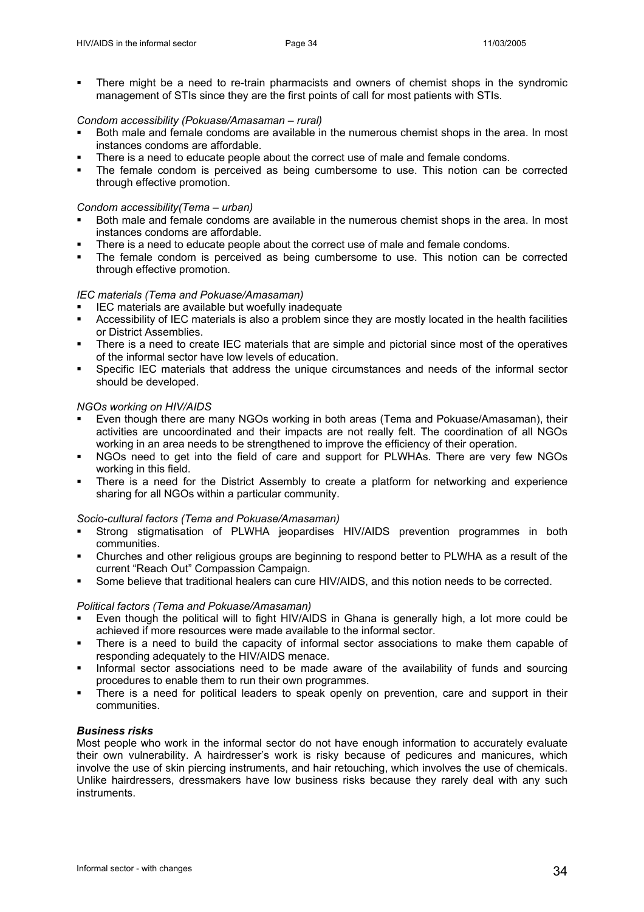- There might be a need to re-train pharmacists and owners of chemist shops in the syndromic management of STIs since they are the first points of call for most patients with STIs.

*Condom accessibility (Pokuase/Amasaman – rural)*

- Both male and female condoms are available in the numerous chemist shops in the area. In most instances condoms are affordable.
- There is a need to educate people about the correct use of male and female condoms.
- The female condom is perceived as being cumbersome to use. This notion can be corrected through effective promotion.

*Condom accessibility(Tema – urban)*

- Both male and female condoms are available in the numerous chemist shops in the area. In most instances condoms are affordable.
- There is a need to educate people about the correct use of male and female condoms.
- The female condom is perceived as being cumbersome to use. This notion can be corrected through effective promotion.

*IEC materials (Tema and Pokuase/Amasaman)*

- IEC materials are available but woefully inadequate
- Accessibility of IEC materials is also a problem since they are mostly located in the health facilities or District Assemblies.
- There is a need to create IEC materials that are simple and pictorial since most of the operatives of the informal sector have low levels of education.
- Specific IEC materials that address the unique circumstances and needs of the informal sector should be developed.

*NGOs working on HIV/AIDS*

- Even though there are many NGOs working in both areas (Tema and Pokuase/Amasaman), their activities are uncoordinated and their impacts are not really felt. The coordination of all NGOs working in an area needs to be strengthened to improve the efficiency of their operation.
- NGOs need to get into the field of care and support for PLWHAs. There are very few NGOs working in this field.
- There is a need for the District Assembly to create a platform for networking and experience sharing for all NGOs within a particular community.

*Socio-cultural factors (Tema and Pokuase/Amasaman)*

- Strong stigmatisation of PLWHA jeopardises HIV/AIDS prevention programmes in both communities.
- Churches and other religious groups are beginning to respond better to PLWHA as a result of the current "Reach Out" Compassion Campaign.
- Some believe that traditional healers can cure HIV/AIDS, and this notion needs to be corrected.

*Political factors (Tema and Pokuase/Amasaman)*

- Even though the political will to fight HIV/AIDS in Ghana is generally high, a lot more could be achieved if more resources were made available to the informal sector.
- There is a need to build the capacity of informal sector associations to make them capable of responding adequately to the HIV/AIDS menace.
- Informal sector associations need to be made aware of the availability of funds and sourcing procedures to enable them to run their own programmes.
- There is a need for political leaders to speak openly on prevention, care and support in their communities.

***Business risks***

Most people who work in the informal sector do not have enough information to accurately evaluate their own vulnerability. A hairdresser's work is risky because of pedicures and manicures, which involve the use of skin piercing instruments, and hair retouching, which involves the use of chemicals. Unlike hairdressers, dressmakers have low business risks because they rarely deal with any such instruments.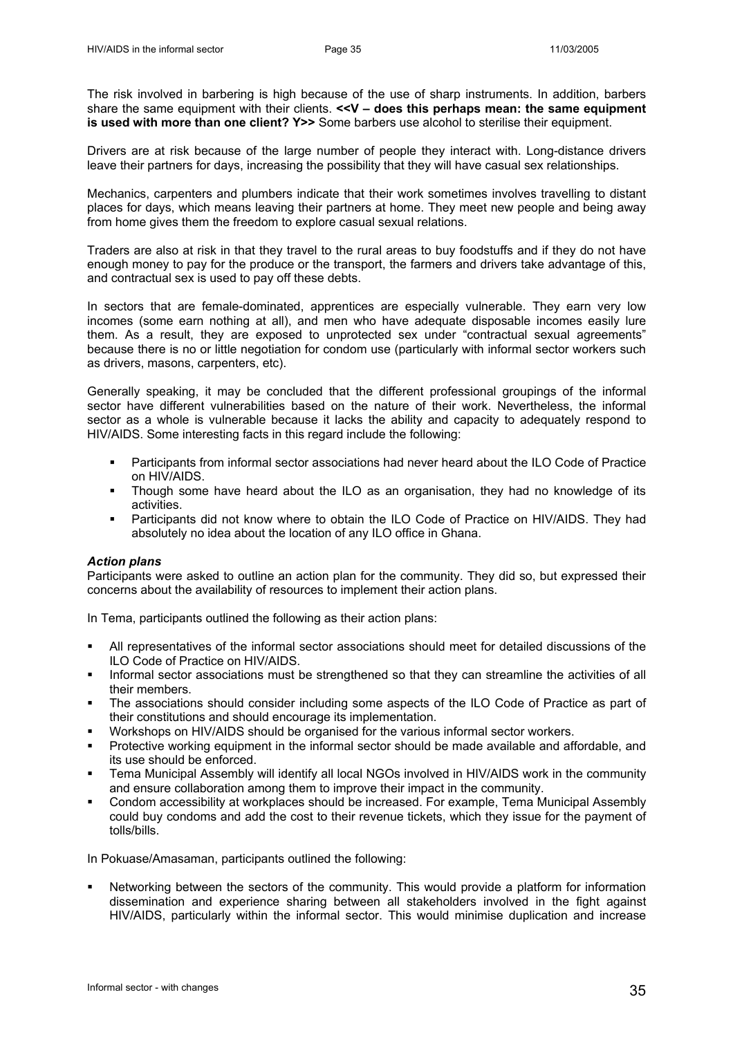The risk involved in barbering is high because of the use of sharp instruments. In addition, barbers share the same equipment with their clients. **<<V – does this perhaps mean: the same equipment is used with more than one client? Y>>** Some barbers use alcohol to sterilise their equipment.

Drivers are at risk because of the large number of people they interact with. Long-distance drivers leave their partners for days, increasing the possibility that they will have casual sex relationships.

Mechanics, carpenters and plumbers indicate that their work sometimes involves travelling to distant places for days, which means leaving their partners at home. They meet new people and being away from home gives them the freedom to explore casual sexual relations.

Traders are also at risk in that they travel to the rural areas to buy foodstuffs and if they do not have enough money to pay for the produce or the transport, the farmers and drivers take advantage of this, and contractual sex is used to pay off these debts.

In sectors that are female-dominated, apprentices are especially vulnerable. They earn very low incomes (some earn nothing at all), and men who have adequate disposable incomes easily lure them. As a result, they are exposed to unprotected sex under "contractual sexual agreements" because there is no or little negotiation for condom use (particularly with informal sector workers such as drivers, masons, carpenters, etc).

Generally speaking, it may be concluded that the different professional groupings of the informal sector have different vulnerabilities based on the nature of their work. Nevertheless, the informal sector as a whole is vulnerable because it lacks the ability and capacity to adequately respond to HIV/AIDS. Some interesting facts in this regard include the following:

- Participants from informal sector associations had never heard about the ILO Code of Practice on HIV/AIDS.
- Though some have heard about the ILO as an organisation, they had no knowledge of its activities.
- Participants did not know where to obtain the ILO Code of Practice on HIV/AIDS. They had absolutely no idea about the location of any ILO office in Ghana.

***Action plans***

Participants were asked to outline an action plan for the community. They did so, but expressed their concerns about the availability of resources to implement their action plans.

In Tema, participants outlined the following as their action plans:

- All representatives of the informal sector associations should meet for detailed discussions of the ILO Code of Practice on HIV/AIDS.
- Informal sector associations must be strengthened so that they can streamline the activities of all their members.
- The associations should consider including some aspects of the ILO Code of Practice as part of their constitutions and should encourage its implementation.
- Workshops on HIV/AIDS should be organised for the various informal sector workers.
- Protective working equipment in the informal sector should be made available and affordable, and its use should be enforced.
- Tema Municipal Assembly will identify all local NGOs involved in HIV/AIDS work in the community and ensure collaboration among them to improve their impact in the community.
- Condom accessibility at workplaces should be increased. For example, Tema Municipal Assembly could buy condoms and add the cost to their revenue tickets, which they issue for the payment of tolls/bills.

In Pokuase/Amasaman, participants outlined the following:

- Networking between the sectors of the community. This would provide a platform for information dissemination and experience sharing between all stakeholders involved in the fight against HIV/AIDS, particularly within the informal sector. This would minimise duplication and increase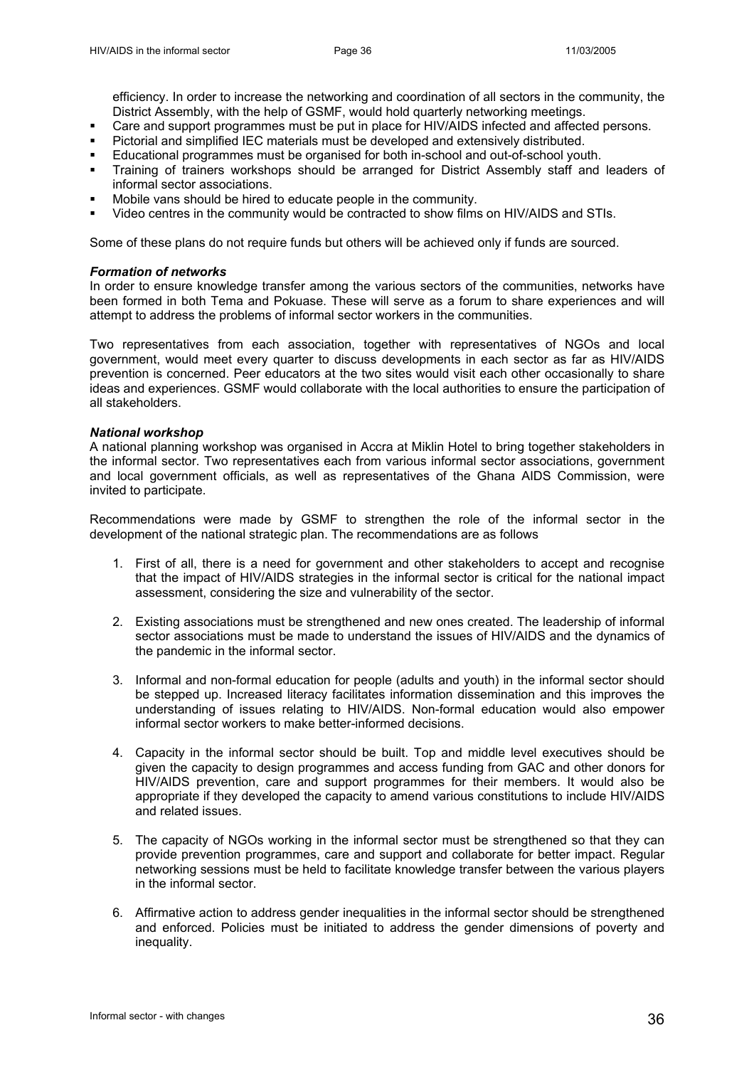efficiency. In order to increase the networking and coordination of all sectors in the community, the District Assembly, with the help of GSMF, would hold quarterly networking meetings.

- Care and support programmes must be put in place for HIV/AIDS infected and affected persons.
- Pictorial and simplified IEC materials must be developed and extensively distributed.
- Educational programmes must be organised for both in-school and out-of-school youth.
- Training of trainers workshops should be arranged for District Assembly staff and leaders of informal sector associations.
- Mobile vans should be hired to educate people in the community.
- Video centres in the community would be contracted to show films on HIV/AIDS and STIs.

Some of these plans do not require funds but others will be achieved only if funds are sourced.

***Formation of networks***

In order to ensure knowledge transfer among the various sectors of the communities, networks have been formed in both Tema and Pokuase. These will serve as a forum to share experiences and will attempt to address the problems of informal sector workers in the communities.

Two representatives from each association, together with representatives of NGOs and local government, would meet every quarter to discuss developments in each sector as far as HIV/AIDS prevention is concerned. Peer educators at the two sites would visit each other occasionally to share ideas and experiences. GSMF would collaborate with the local authorities to ensure the participation of all stakeholders.

***National workshop***

A national planning workshop was organised in Accra at Miklin Hotel to bring together stakeholders in the informal sector. Two representatives each from various informal sector associations, government and local government officials, as well as representatives of the Ghana AIDS Commission, were invited to participate.

Recommendations were made by GSMF to strengthen the role of the informal sector in the development of the national strategic plan. The recommendations are as follows

1. First of all, there is a need for government and other stakeholders to accept and recognise that the impact of HIV/AIDS strategies in the informal sector is critical for the national impact assessment, considering the size and vulnerability of the sector.

2. Existing associations must be strengthened and new ones created. The leadership of informal sector associations must be made to understand the issues of HIV/AIDS and the dynamics of the pandemic in the informal sector.

3. Informal and non-formal education for people (adults and youth) in the informal sector should be stepped up. Increased literacy facilitates information dissemination and this improves the understanding of issues relating to HIV/AIDS. Non-formal education would also empower informal sector workers to make better-informed decisions.

4. Capacity in the informal sector should be built. Top and middle level executives should be given the capacity to design programmes and access funding from GAC and other donors for HIV/AIDS prevention, care and support programmes for their members. It would also be appropriate if they developed the capacity to amend various constitutions to include HIV/AIDS and related issues.

5. The capacity of NGOs working in the informal sector must be strengthened so that they can provide prevention programmes, care and support and collaborate for better impact. Regular networking sessions must be held to facilitate knowledge transfer between the various players in the informal sector.

6. Affirmative action to address gender inequalities in the informal sector should be strengthened and enforced. Policies must be initiated to address the gender dimensions of poverty and inequality.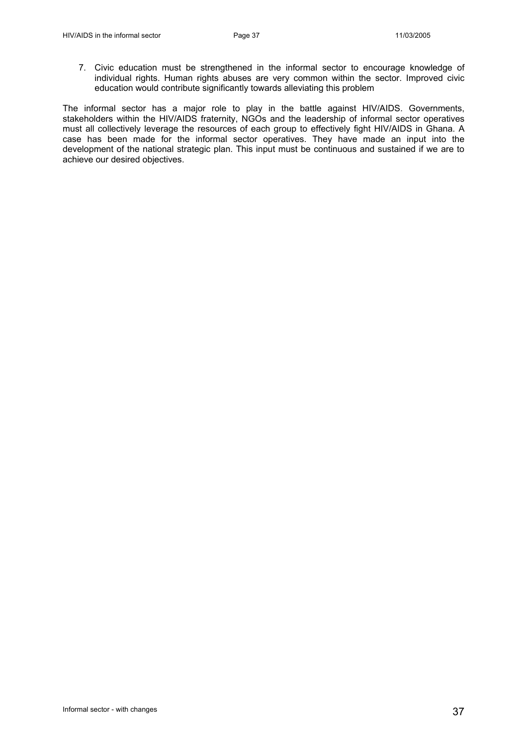7. Civic education must be strengthened in the informal sector to encourage knowledge of individual rights. Human rights abuses are very common within the sector. Improved civic education would contribute significantly towards alleviating this problem

The informal sector has a major role to play in the battle against HIV/AIDS. Governments, stakeholders within the HIV/AIDS fraternity, NGOs and the leadership of informal sector operatives must all collectively leverage the resources of each group to effectively fight HIV/AIDS in Ghana. A case has been made for the informal sector operatives. They have made an input into the development of the national strategic plan. This input must be continuous and sustained if we are to achieve our desired objectives.